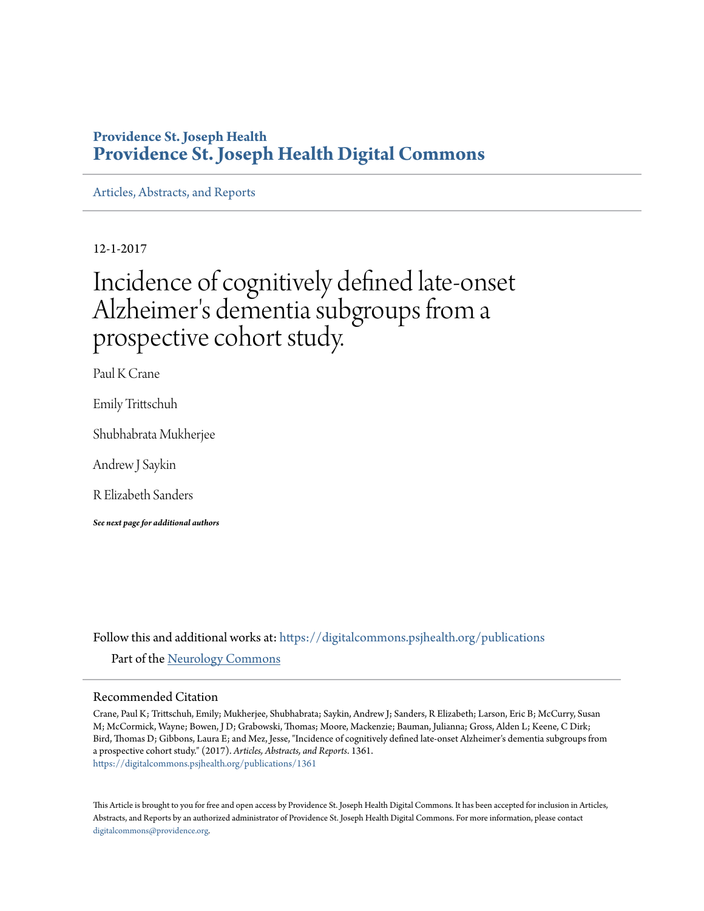Providence St. Joseph Health

# Providence St. Joseph Health Digital Commons

Articles, Abstracts, and Reports

12-1-2017

# Incidence of cognitively defined late-onset Alzheimer's dementia subgroups from a prospective cohort study.

Paul K Crane

Emily Trittschuh

Shubhabrata Mukherjee

Andrew J Saykin

R Elizabeth Sanders

***See next page for additional authors***

Follow this and additional works at: https://digitalcommons.psjhealth.org/publications

Part of the Neurology Commons

## Recommended Citation

Crane, Paul K; Trittschuh, Emily; Mukherjee, Shubhabrata; Saykin, Andrew J; Sanders, R Elizabeth; Larson, Eric B; McCurry, Susan M; McCormick, Wayne; Bowen, J D; Grabowski, Thomas; Moore, Mackenzie; Bauman, Julianna; Gross, Alden L; Keene, C Dirk; Bird, Thomas D; Gibbons, Laura E; and Mez, Jesse, "Incidence of cognitively defined late-onset Alzheimer's dementia subgroups from a prospective cohort study." (2017). *Articles, Abstracts, and Reports*. 1361.
https://digitalcommons.psjhealth.org/publications/1361

This Article is brought to you for free and open access by Providence St. Joseph Health Digital Commons. It has been accepted for inclusion in Articles, Abstracts, and Reports by an authorized administrator of Providence St. Joseph Health Digital Commons. For more information, please contact digitalcommons@providence.org.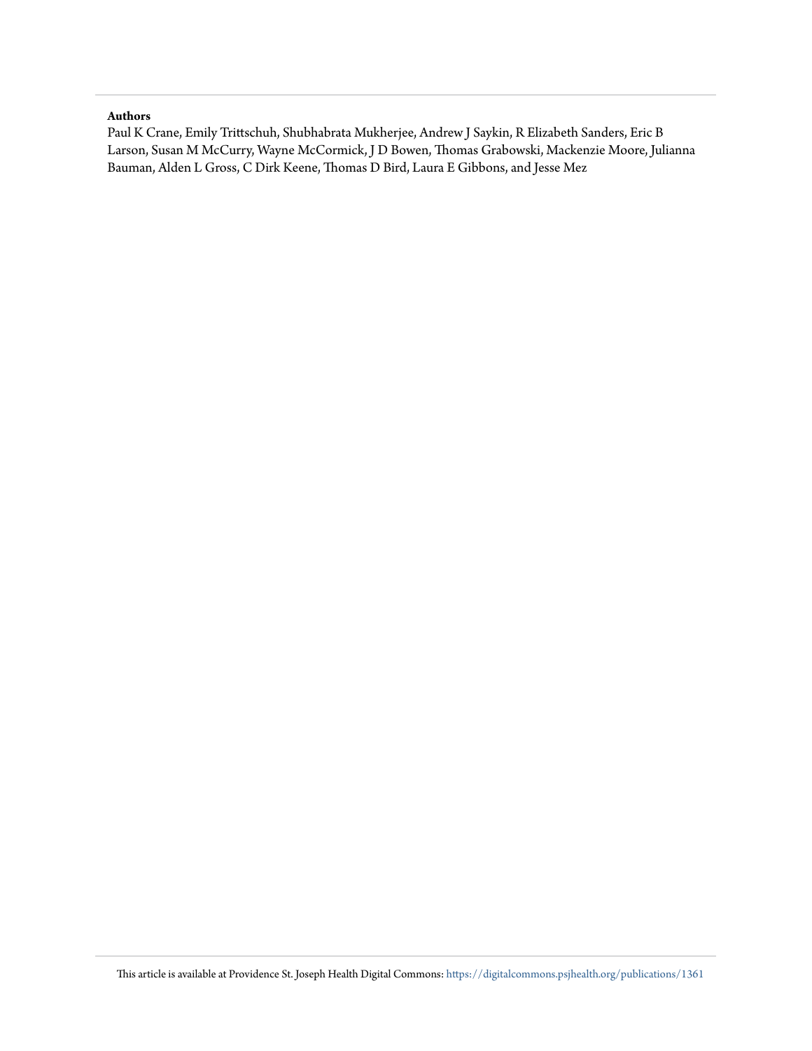**Authors**

Paul K Crane, Emily Trittschuh, Shubhabrata Mukherjee, Andrew J Saykin, R Elizabeth Sanders, Eric B Larson, Susan M McCurry, Wayne McCormick, J D Bowen, Thomas Grabowski, Mackenzie Moore, Julianna Bauman, Alden L Gross, C Dirk Keene, Thomas D Bird, Laura E Gibbons, and Jesse Mez

This article is available at Providence St. Joseph Health Digital Commons: https://digitalcommons.psjhealth.org/publications/1361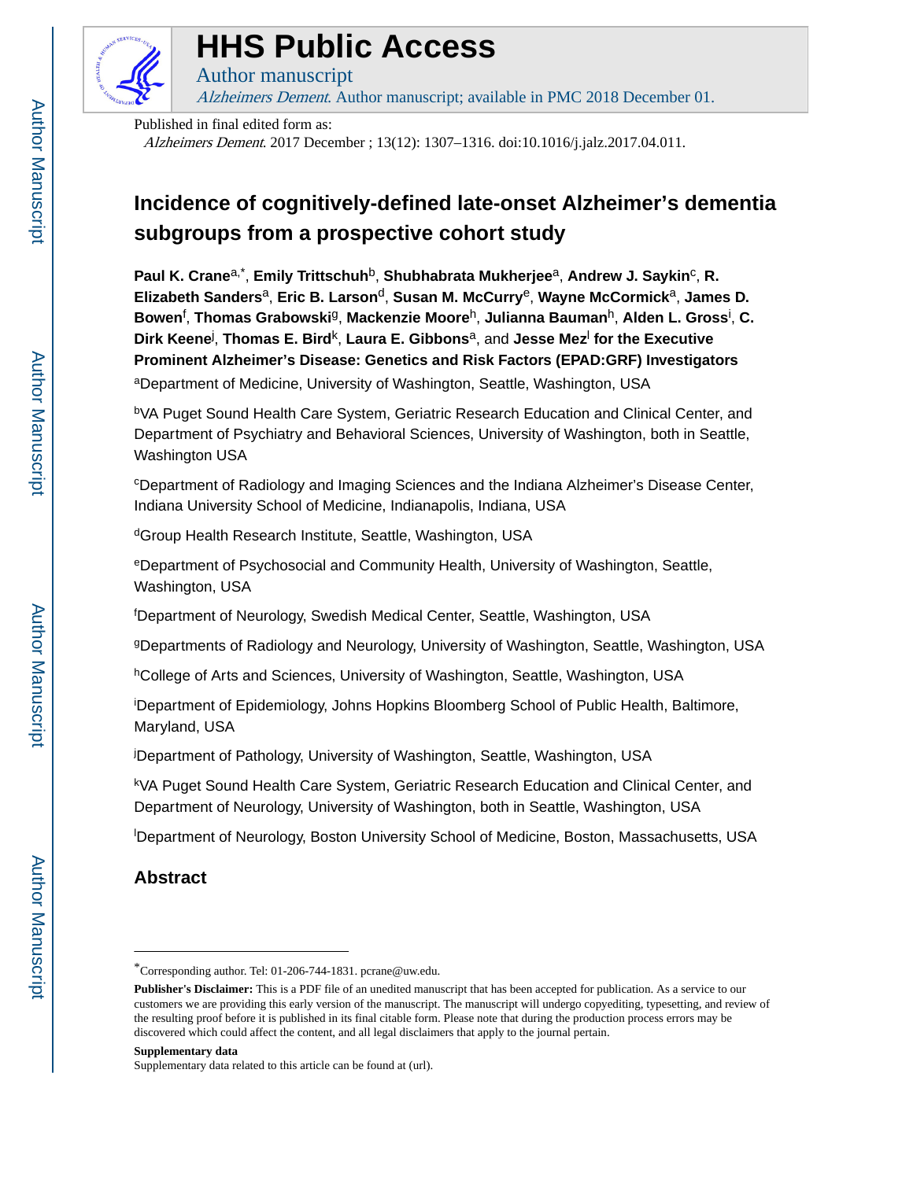# HHS Public Access

Author manuscript

*Alzheimers Dement*. Author manuscript; available in PMC 2018 December 01.

Published in final edited form as:

*Alzheimers Dement*. 2017 December ; 13(12): 1307–1316. doi:10.1016/j.jalz.2017.04.011.

# Incidence of cognitively-defined late-onset Alzheimer's dementia subgroups from a prospective cohort study

**Paul K. Crane**[a,*], **Emily Trittschuh**[b], **Shubhabrata Mukherjee**[a], **Andrew J. Saykin**[c], **R. Elizabeth Sanders**[a], **Eric B. Larson**[d], **Susan M. McCurry**[e], **Wayne McCormick**[a], **James D. Bowen**[f], **Thomas Grabowski**[g], **Mackenzie Moore**[h], **Julianna Bauman**[h], **Alden L. Gross**[i], **C. Dirk Keene**[j], **Thomas E. Bird**[k], **Laura E. Gibbons**[a], and **Jesse Mez**[l] **for the Executive Prominent Alzheimer's Disease: Genetics and Risk Factors (EPAD:GRF) Investigators**

[a]Department of Medicine, University of Washington, Seattle, Washington, USA

[b]VA Puget Sound Health Care System, Geriatric Research Education and Clinical Center, and Department of Psychiatry and Behavioral Sciences, University of Washington, both in Seattle, Washington USA

[c]Department of Radiology and Imaging Sciences and the Indiana Alzheimer's Disease Center, Indiana University School of Medicine, Indianapolis, Indiana, USA

[d]Group Health Research Institute, Seattle, Washington, USA

[e]Department of Psychosocial and Community Health, University of Washington, Seattle, Washington, USA

[f]Department of Neurology, Swedish Medical Center, Seattle, Washington, USA

[g]Departments of Radiology and Neurology, University of Washington, Seattle, Washington, USA

[h]College of Arts and Sciences, University of Washington, Seattle, Washington, USA

[i]Department of Epidemiology, Johns Hopkins Bloomberg School of Public Health, Baltimore, Maryland, USA

[j]Department of Pathology, University of Washington, Seattle, Washington, USA

[k]VA Puget Sound Health Care System, Geriatric Research Education and Clinical Center, and Department of Neurology, University of Washington, both in Seattle, Washington, USA

[l]Department of Neurology, Boston University School of Medicine, Boston, Massachusetts, USA

## Abstract

*Corresponding author. Tel: 01-206-744-1831. pcrane@uw.edu.

**Publisher's Disclaimer:** This is a PDF file of an unedited manuscript that has been accepted for publication. As a service to our customers we are providing this early version of the manuscript. The manuscript will undergo copyediting, typesetting, and review of the resulting proof before it is published in its final citable form. Please note that during the production process errors may be discovered which could affect the content, and all legal disclaimers that apply to the journal pertain.

**Supplementary data**

Supplementary data related to this article can be found at (url).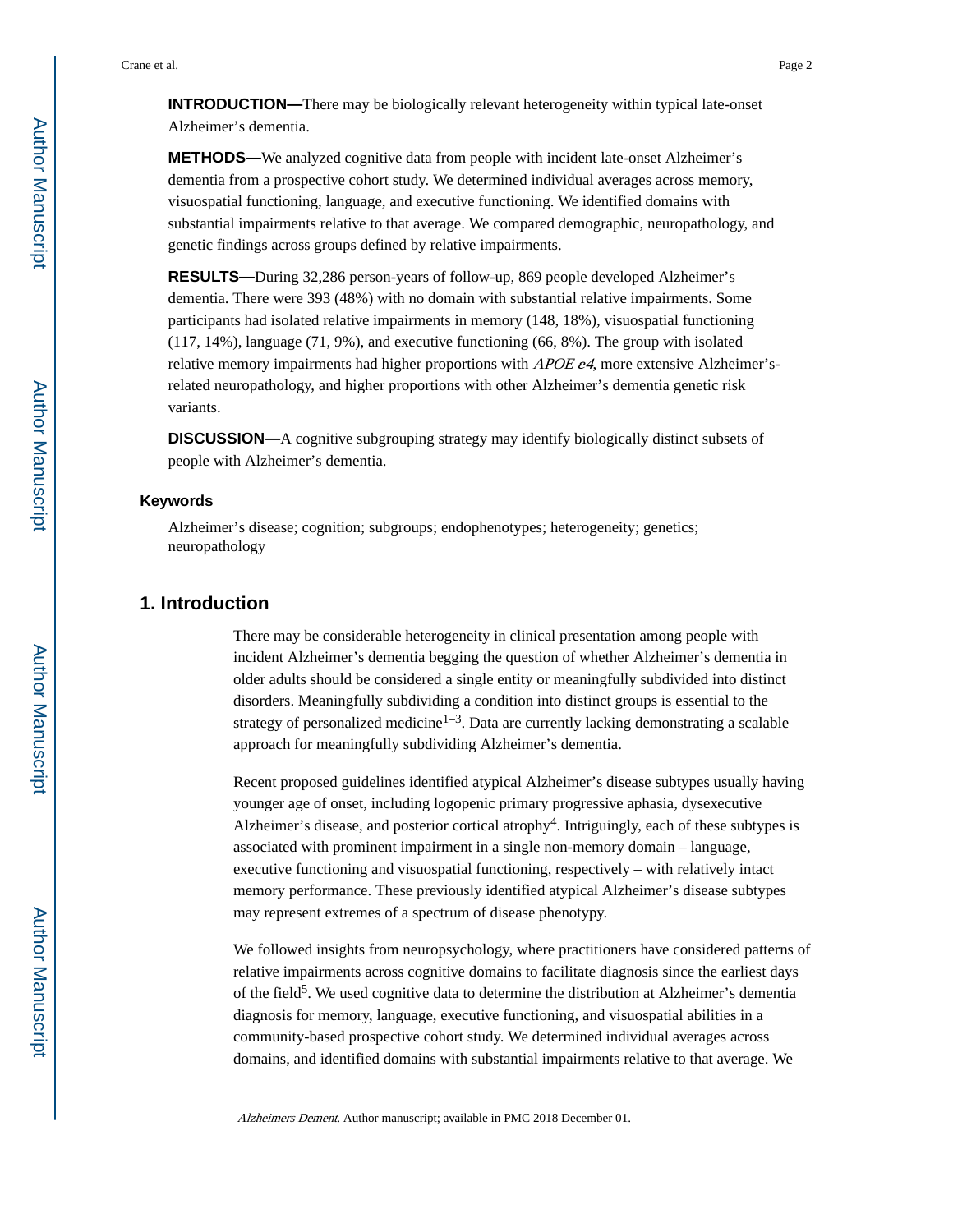**INTRODUCTION—**There may be biologically relevant heterogeneity within typical late-onset Alzheimer's dementia.

**METHODS—**We analyzed cognitive data from people with incident late-onset Alzheimer's dementia from a prospective cohort study. We determined individual averages across memory, visuospatial functioning, language, and executive functioning. We identified domains with substantial impairments relative to that average. We compared demographic, neuropathology, and genetic findings across groups defined by relative impairments.

**RESULTS—**During 32,286 person-years of follow-up, 869 people developed Alzheimer's dementia. There were 393 (48%) with no domain with substantial relative impairments. Some participants had isolated relative impairments in memory (148, 18%), visuospatial functioning (117, 14%), language (71, 9%), and executive functioning (66, 8%). The group with isolated relative memory impairments had higher proportions with *APOE ε4*, more extensive Alzheimer's-related neuropathology, and higher proportions with other Alzheimer's dementia genetic risk variants.

**DISCUSSION—**A cognitive subgrouping strategy may identify biologically distinct subsets of people with Alzheimer's dementia.

### Keywords

Alzheimer's disease; cognition; subgroups; endophenotypes; heterogeneity; genetics; neuropathology

## 1. Introduction

There may be considerable heterogeneity in clinical presentation among people with incident Alzheimer's dementia begging the question of whether Alzheimer's dementia in older adults should be considered a single entity or meaningfully subdivided into distinct disorders. Meaningfully subdividing a condition into distinct groups is essential to the strategy of personalized medicine[1–3]. Data are currently lacking demonstrating a scalable approach for meaningfully subdividing Alzheimer's dementia.

Recent proposed guidelines identified atypical Alzheimer's disease subtypes usually having younger age of onset, including logopenic primary progressive aphasia, dysexecutive Alzheimer's disease, and posterior cortical atrophy[4]. Intriguingly, each of these subtypes is associated with prominent impairment in a single non-memory domain – language, executive functioning and visuospatial functioning, respectively – with relatively intact memory performance. These previously identified atypical Alzheimer's disease subtypes may represent extremes of a spectrum of disease phenotypy.

We followed insights from neuropsychology, where practitioners have considered patterns of relative impairments across cognitive domains to facilitate diagnosis since the earliest days of the field[5]. We used cognitive data to determine the distribution at Alzheimer's dementia diagnosis for memory, language, executive functioning, and visuospatial abilities in a community-based prospective cohort study. We determined individual averages across domains, and identified domains with substantial impairments relative to that average. We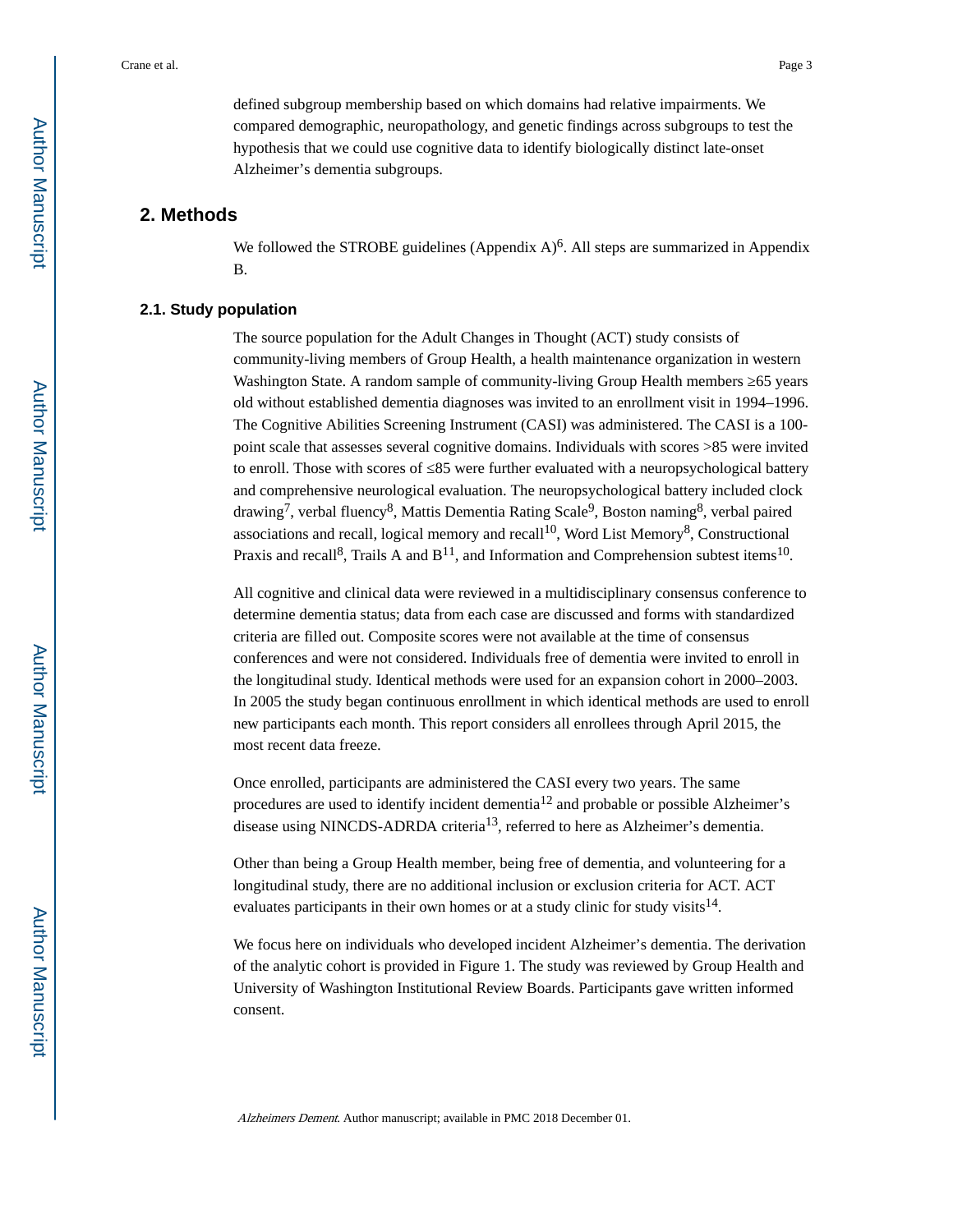defined subgroup membership based on which domains had relative impairments. We compared demographic, neuropathology, and genetic findings across subgroups to test the hypothesis that we could use cognitive data to identify biologically distinct late-onset Alzheimer's dementia subgroups.

## 2. Methods

We followed the STROBE guidelines (Appendix A)[6]. All steps are summarized in Appendix B.

### 2.1. Study population

The source population for the Adult Changes in Thought (ACT) study consists of community-living members of Group Health, a health maintenance organization in western Washington State. A random sample of community-living Group Health members ≥65 years old without established dementia diagnoses was invited to an enrollment visit in 1994–1996. The Cognitive Abilities Screening Instrument (CASI) was administered. The CASI is a 100-point scale that assesses several cognitive domains. Individuals with scores >85 were invited to enroll. Those with scores of ≤85 were further evaluated with a neuropsychological battery and comprehensive neurological evaluation. The neuropsychological battery included clock drawing[7], verbal fluency[8], Mattis Dementia Rating Scale[9], Boston naming[8], verbal paired associations and recall, logical memory and recall[10], Word List Memory[8], Constructional Praxis and recall[8], Trails A and B[11], and Information and Comprehension subtest items[10].

All cognitive and clinical data were reviewed in a multidisciplinary consensus conference to determine dementia status; data from each case are discussed and forms with standardized criteria are filled out. Composite scores were not available at the time of consensus conferences and were not considered. Individuals free of dementia were invited to enroll in the longitudinal study. Identical methods were used for an expansion cohort in 2000–2003. In 2005 the study began continuous enrollment in which identical methods are used to enroll new participants each month. This report considers all enrollees through April 2015, the most recent data freeze.

Once enrolled, participants are administered the CASI every two years. The same procedures are used to identify incident dementia[12] and probable or possible Alzheimer's disease using NINCDS-ADRDA criteria[13], referred to here as Alzheimer's dementia.

Other than being a Group Health member, being free of dementia, and volunteering for a longitudinal study, there are no additional inclusion or exclusion criteria for ACT. ACT evaluates participants in their own homes or at a study clinic for study visits[14].

We focus here on individuals who developed incident Alzheimer's dementia. The derivation of the analytic cohort is provided in Figure 1. The study was reviewed by Group Health and University of Washington Institutional Review Boards. Participants gave written informed consent.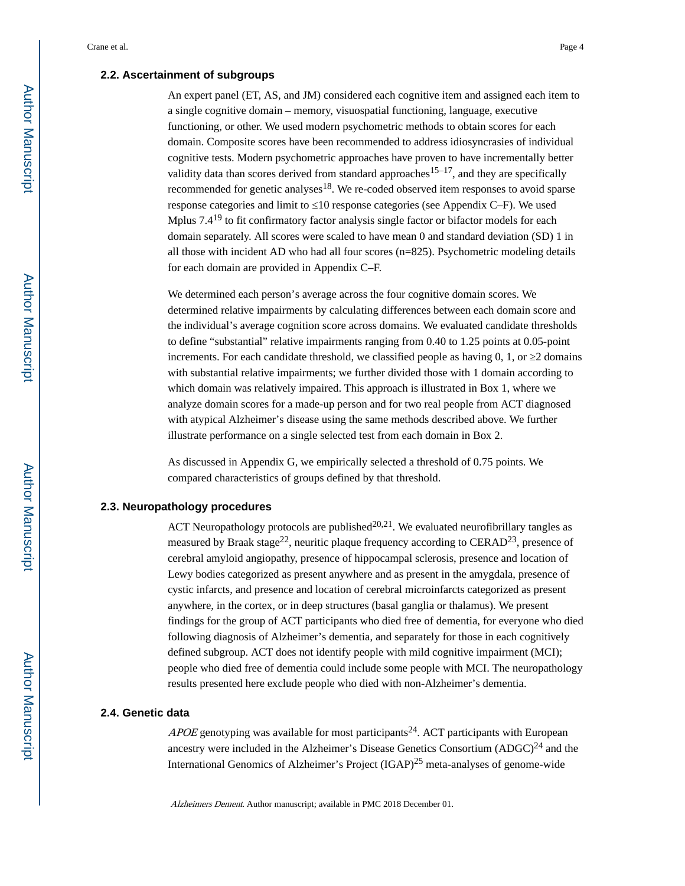### 2.2. Ascertainment of subgroups

An expert panel (ET, AS, and JM) considered each cognitive item and assigned each item to a single cognitive domain – memory, visuospatial functioning, language, executive functioning, or other. We used modern psychometric methods to obtain scores for each domain. Composite scores have been recommended to address idiosyncrasies of individual cognitive tests. Modern psychometric approaches have proven to have incrementally better validity data than scores derived from standard approaches[15–17], and they are specifically recommended for genetic analyses[18]. We re-coded observed item responses to avoid sparse response categories and limit to ≤10 response categories (see Appendix C–F). We used Mplus 7.4[19] to fit confirmatory factor analysis single factor or bifactor models for each domain separately. All scores were scaled to have mean 0 and standard deviation (SD) 1 in all those with incident AD who had all four scores (n=825). Psychometric modeling details for each domain are provided in Appendix C–F.

We determined each person's average across the four cognitive domain scores. We determined relative impairments by calculating differences between each domain score and the individual's average cognition score across domains. We evaluated candidate thresholds to define "substantial" relative impairments ranging from 0.40 to 1.25 points at 0.05-point increments. For each candidate threshold, we classified people as having 0, 1, or ≥2 domains with substantial relative impairments; we further divided those with 1 domain according to which domain was relatively impaired. This approach is illustrated in Box 1, where we analyze domain scores for a made-up person and for two real people from ACT diagnosed with atypical Alzheimer's disease using the same methods described above. We further illustrate performance on a single selected test from each domain in Box 2.

As discussed in Appendix G, we empirically selected a threshold of 0.75 points. We compared characteristics of groups defined by that threshold.

### 2.3. Neuropathology procedures

ACT Neuropathology protocols are published[20,21]. We evaluated neurofibrillary tangles as measured by Braak stage[22], neuritic plaque frequency according to CERAD[23], presence of cerebral amyloid angiopathy, presence of hippocampal sclerosis, presence and location of Lewy bodies categorized as present anywhere and as present in the amygdala, presence of cystic infarcts, and presence and location of cerebral microinfarcts categorized as present anywhere, in the cortex, or in deep structures (basal ganglia or thalamus). We present findings for the group of ACT participants who died free of dementia, for everyone who died following diagnosis of Alzheimer's dementia, and separately for those in each cognitively defined subgroup. ACT does not identify people with mild cognitive impairment (MCI); people who died free of dementia could include some people with MCI. The neuropathology results presented here exclude people who died with non-Alzheimer's dementia.

### 2.4. Genetic data

*APOE* genotyping was available for most participants[24]. ACT participants with European ancestry were included in the Alzheimer's Disease Genetics Consortium (ADGC)[24] and the International Genomics of Alzheimer's Project (IGAP)[25] meta-analyses of genome-wide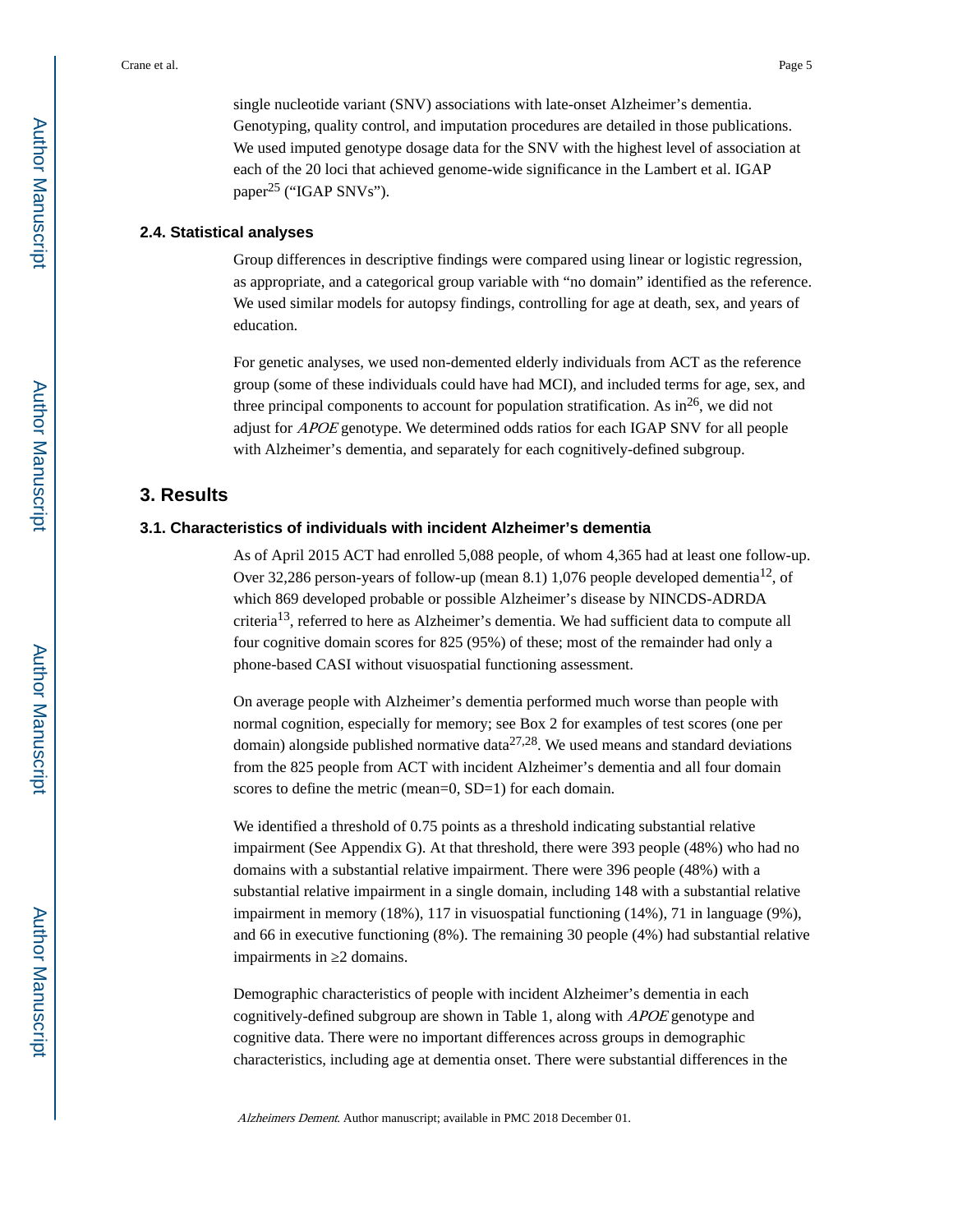single nucleotide variant (SNV) associations with late-onset Alzheimer's dementia. Genotyping, quality control, and imputation procedures are detailed in those publications. We used imputed genotype dosage data for the SNV with the highest level of association at each of the 20 loci that achieved genome-wide significance in the Lambert et al. IGAP paper[25] ("IGAP SNVs").

### 2.4. Statistical analyses

Group differences in descriptive findings were compared using linear or logistic regression, as appropriate, and a categorical group variable with "no domain" identified as the reference. We used similar models for autopsy findings, controlling for age at death, sex, and years of education.

For genetic analyses, we used non-demented elderly individuals from ACT as the reference group (some of these individuals could have had MCI), and included terms for age, sex, and three principal components to account for population stratification. As in[26], we did not adjust for *APOE* genotype. We determined odds ratios for each IGAP SNV for all people with Alzheimer's dementia, and separately for each cognitively-defined subgroup.

## 3. Results

### 3.1. Characteristics of individuals with incident Alzheimer's dementia

As of April 2015 ACT had enrolled 5,088 people, of whom 4,365 had at least one follow-up. Over 32,286 person-years of follow-up (mean 8.1) 1,076 people developed dementia[12], of which 869 developed probable or possible Alzheimer's disease by NINCDS-ADRDA criteria[13], referred to here as Alzheimer's dementia. We had sufficient data to compute all four cognitive domain scores for 825 (95%) of these; most of the remainder had only a phone-based CASI without visuospatial functioning assessment.

On average people with Alzheimer's dementia performed much worse than people with normal cognition, especially for memory; see Box 2 for examples of test scores (one per domain) alongside published normative data[27,28]. We used means and standard deviations from the 825 people from ACT with incident Alzheimer's dementia and all four domain scores to define the metric (mean=0, SD=1) for each domain.

We identified a threshold of 0.75 points as a threshold indicating substantial relative impairment (See Appendix G). At that threshold, there were 393 people (48%) who had no domains with a substantial relative impairment. There were 396 people (48%) with a substantial relative impairment in a single domain, including 148 with a substantial relative impairment in memory (18%), 117 in visuospatial functioning (14%), 71 in language (9%), and 66 in executive functioning (8%). The remaining 30 people (4%) had substantial relative impairments in ≥2 domains.

Demographic characteristics of people with incident Alzheimer's dementia in each cognitively-defined subgroup are shown in Table 1, along with *APOE* genotype and cognitive data. There were no important differences across groups in demographic characteristics, including age at dementia onset. There were substantial differences in the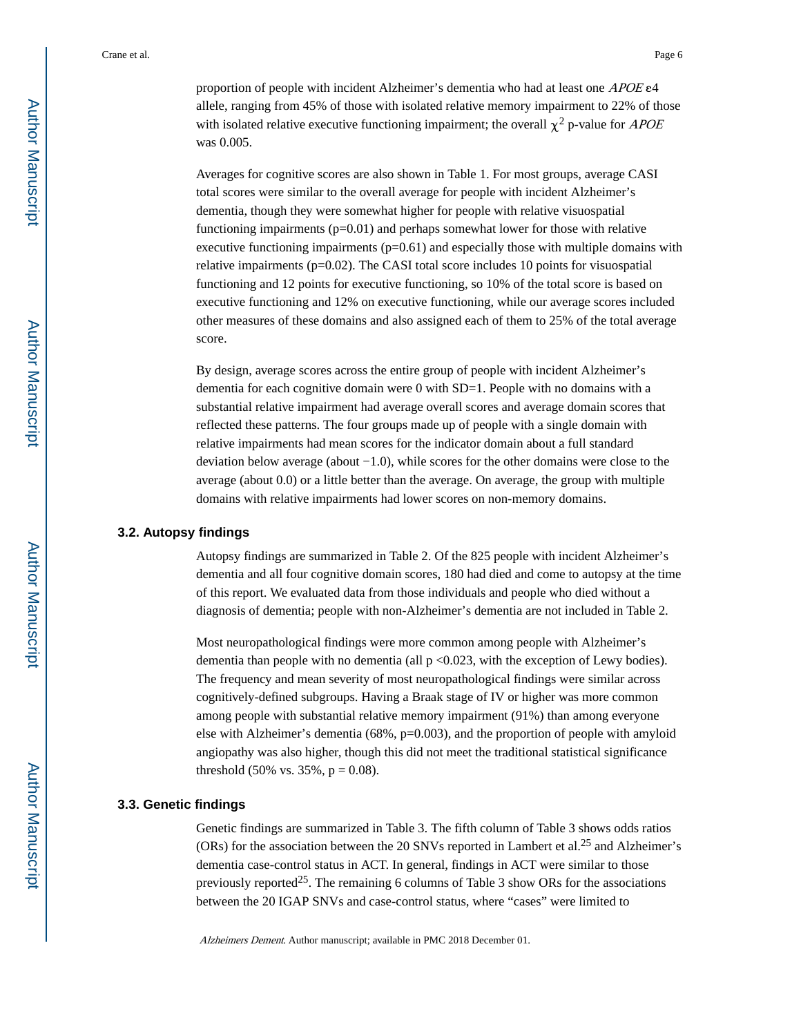proportion of people with incident Alzheimer's dementia who had at least one *APOE* ε4 allele, ranging from 45% of those with isolated relative memory impairment to 22% of those with isolated relative executive functioning impairment; the overall $\chi^2$ p-value for *APOE* was 0.005.

Averages for cognitive scores are also shown in Table 1. For most groups, average CASI total scores were similar to the overall average for people with incident Alzheimer's dementia, though they were somewhat higher for people with relative visuospatial functioning impairments (p=0.01) and perhaps somewhat lower for those with relative executive functioning impairments (p=0.61) and especially those with multiple domains with relative impairments (p=0.02). The CASI total score includes 10 points for visuospatial functioning and 12 points for executive functioning, so 10% of the total score is based on executive functioning and 12% on executive functioning, while our average scores included other measures of these domains and also assigned each of them to 25% of the total average score.

By design, average scores across the entire group of people with incident Alzheimer's dementia for each cognitive domain were 0 with SD=1. People with no domains with a substantial relative impairment had average overall scores and average domain scores that reflected these patterns. The four groups made up of people with a single domain with relative impairments had mean scores for the indicator domain about a full standard deviation below average (about −1.0), while scores for the other domains were close to the average (about 0.0) or a little better than the average. On average, the group with multiple domains with relative impairments had lower scores on non-memory domains.

### 3.2. Autopsy findings

Autopsy findings are summarized in Table 2. Of the 825 people with incident Alzheimer's dementia and all four cognitive domain scores, 180 had died and come to autopsy at the time of this report. We evaluated data from those individuals and people who died without a diagnosis of dementia; people with non-Alzheimer's dementia are not included in Table 2.

Most neuropathological findings were more common among people with Alzheimer's dementia than people with no dementia (all p <0.023, with the exception of Lewy bodies). The frequency and mean severity of most neuropathological findings were similar across cognitively-defined subgroups. Having a Braak stage of IV or higher was more common among people with substantial relative memory impairment (91%) than among everyone else with Alzheimer's dementia (68%, p=0.003), and the proportion of people with amyloid angiopathy was also higher, though this did not meet the traditional statistical significance threshold (50% vs. 35%, p = 0.08).

### 3.3. Genetic findings

Genetic findings are summarized in Table 3. The fifth column of Table 3 shows odds ratios (ORs) for the association between the 20 SNVs reported in Lambert et al.[25] and Alzheimer's dementia case-control status in ACT. In general, findings in ACT were similar to those previously reported[25]. The remaining 6 columns of Table 3 show ORs for the associations between the 20 IGAP SNVs and case-control status, where "cases" were limited to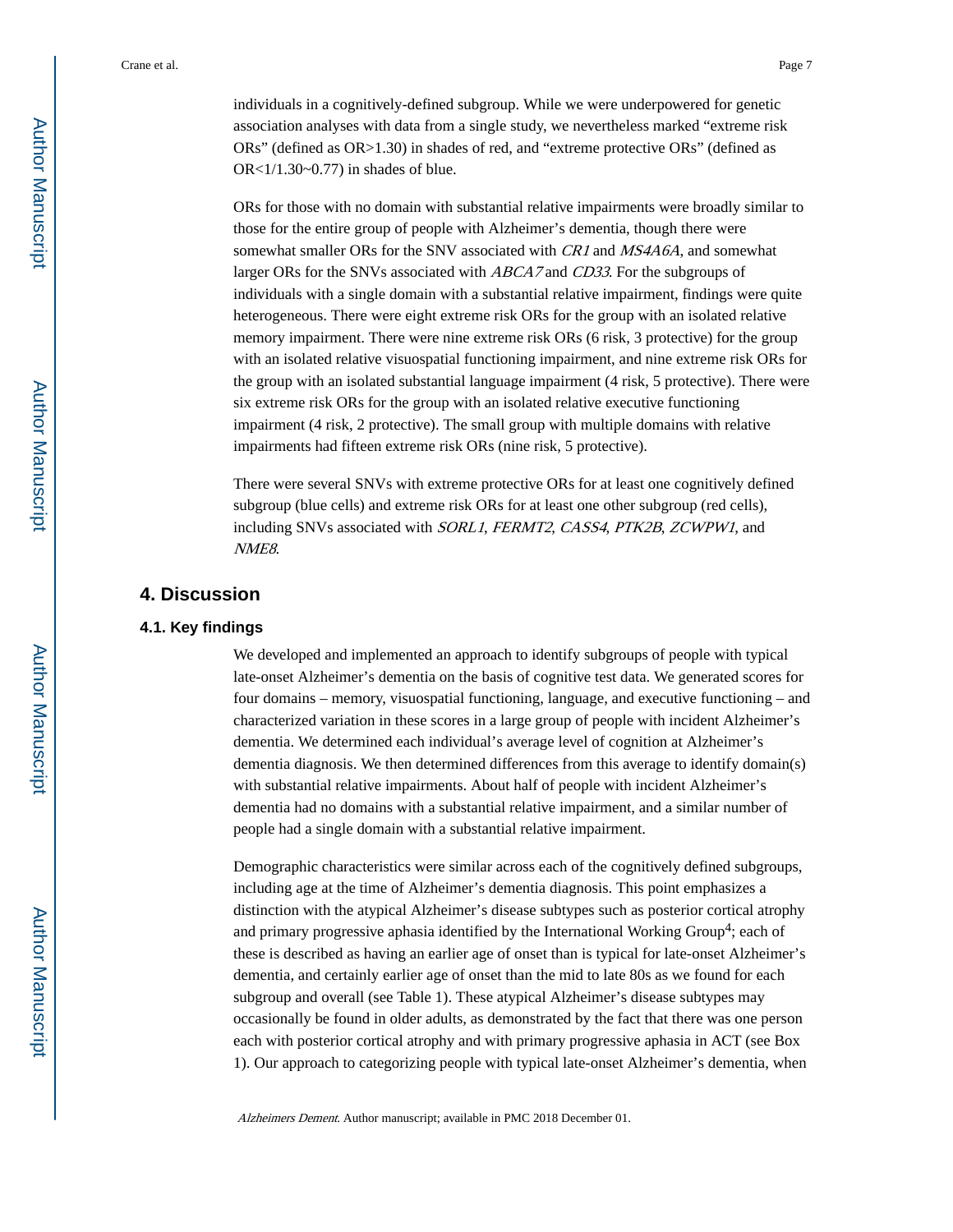individuals in a cognitively-defined subgroup. While we were underpowered for genetic association analyses with data from a single study, we nevertheless marked "extreme risk ORs" (defined as OR>1.30) in shades of red, and "extreme protective ORs" (defined as OR<1/1.30~0.77) in shades of blue.

ORs for those with no domain with substantial relative impairments were broadly similar to those for the entire group of people with Alzheimer's dementia, though there were somewhat smaller ORs for the SNV associated with *CR1* and *MS4A6A*, and somewhat larger ORs for the SNVs associated with *ABCA7* and *CD33*. For the subgroups of individuals with a single domain with a substantial relative impairment, findings were quite heterogeneous. There were eight extreme risk ORs for the group with an isolated relative memory impairment. There were nine extreme risk ORs (6 risk, 3 protective) for the group with an isolated relative visuospatial functioning impairment, and nine extreme risk ORs for the group with an isolated substantial language impairment (4 risk, 5 protective). There were six extreme risk ORs for the group with an isolated relative executive functioning impairment (4 risk, 2 protective). The small group with multiple domains with relative impairments had fifteen extreme risk ORs (nine risk, 5 protective).

There were several SNVs with extreme protective ORs for at least one cognitively defined subgroup (blue cells) and extreme risk ORs for at least one other subgroup (red cells), including SNVs associated with *SORL1*, *FERMT2*, *CASS4*, *PTK2B*, *ZCWPW1*, and *NME8*.

## 4. Discussion

### 4.1. Key findings

We developed and implemented an approach to identify subgroups of people with typical late-onset Alzheimer's dementia on the basis of cognitive test data. We generated scores for four domains – memory, visuospatial functioning, language, and executive functioning – and characterized variation in these scores in a large group of people with incident Alzheimer's dementia. We determined each individual's average level of cognition at Alzheimer's dementia diagnosis. We then determined differences from this average to identify domain(s) with substantial relative impairments. About half of people with incident Alzheimer's dementia had no domains with a substantial relative impairment, and a similar number of people had a single domain with a substantial relative impairment.

Demographic characteristics were similar across each of the cognitively defined subgroups, including age at the time of Alzheimer's dementia diagnosis. This point emphasizes a distinction with the atypical Alzheimer's disease subtypes such as posterior cortical atrophy and primary progressive aphasia identified by the International Working Group[4]; each of these is described as having an earlier age of onset than is typical for late-onset Alzheimer's dementia, and certainly earlier age of onset than the mid to late 80s as we found for each subgroup and overall (see Table 1). These atypical Alzheimer's disease subtypes may occasionally be found in older adults, as demonstrated by the fact that there was one person each with posterior cortical atrophy and with primary progressive aphasia in ACT (see Box 1). Our approach to categorizing people with typical late-onset Alzheimer's dementia, when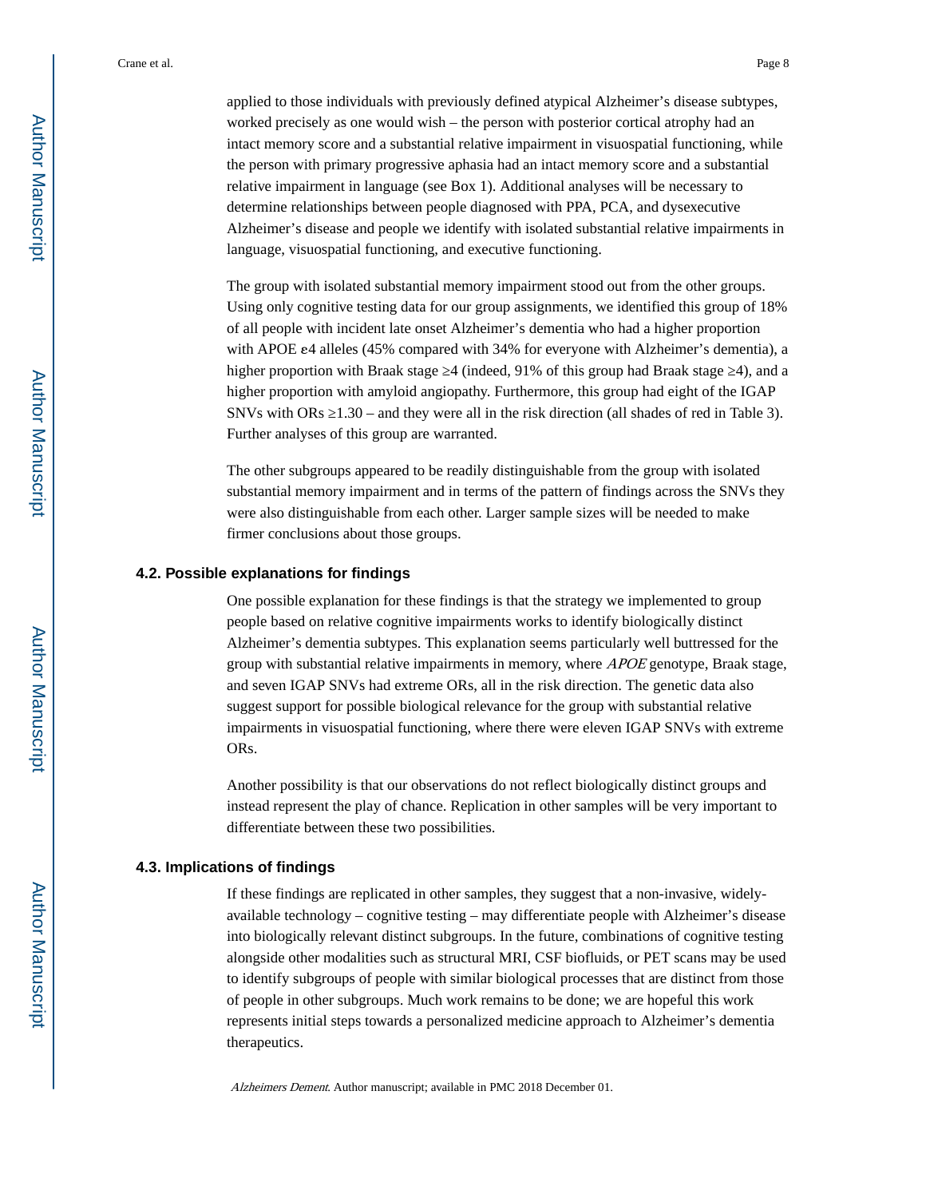applied to those individuals with previously defined atypical Alzheimer's disease subtypes, worked precisely as one would wish – the person with posterior cortical atrophy had an intact memory score and a substantial relative impairment in visuospatial functioning, while the person with primary progressive aphasia had an intact memory score and a substantial relative impairment in language (see Box 1). Additional analyses will be necessary to determine relationships between people diagnosed with PPA, PCA, and dysexecutive Alzheimer's disease and people we identify with isolated substantial relative impairments in language, visuospatial functioning, and executive functioning.

The group with isolated substantial memory impairment stood out from the other groups. Using only cognitive testing data for our group assignments, we identified this group of 18% of all people with incident late onset Alzheimer's dementia who had a higher proportion with APOE ε4 alleles (45% compared with 34% for everyone with Alzheimer's dementia), a higher proportion with Braak stage ≥4 (indeed, 91% of this group had Braak stage ≥4), and a higher proportion with amyloid angiopathy. Furthermore, this group had eight of the IGAP SNVs with ORs ≥1.30 – and they were all in the risk direction (all shades of red in Table 3). Further analyses of this group are warranted.

The other subgroups appeared to be readily distinguishable from the group with isolated substantial memory impairment and in terms of the pattern of findings across the SNVs they were also distinguishable from each other. Larger sample sizes will be needed to make firmer conclusions about those groups.

### 4.2. Possible explanations for findings

One possible explanation for these findings is that the strategy we implemented to group people based on relative cognitive impairments works to identify biologically distinct Alzheimer's dementia subtypes. This explanation seems particularly well buttressed for the group with substantial relative impairments in memory, where *APOE* genotype, Braak stage, and seven IGAP SNVs had extreme ORs, all in the risk direction. The genetic data also suggest support for possible biological relevance for the group with substantial relative impairments in visuospatial functioning, where there were eleven IGAP SNVs with extreme ORs.

Another possibility is that our observations do not reflect biologically distinct groups and instead represent the play of chance. Replication in other samples will be very important to differentiate between these two possibilities.

### 4.3. Implications of findings

If these findings are replicated in other samples, they suggest that a non-invasive, widely-available technology – cognitive testing – may differentiate people with Alzheimer's disease into biologically relevant distinct subgroups. In the future, combinations of cognitive testing alongside other modalities such as structural MRI, CSF biofluids, or PET scans may be used to identify subgroups of people with similar biological processes that are distinct from those of people in other subgroups. Much work remains to be done; we are hopeful this work represents initial steps towards a personalized medicine approach to Alzheimer's dementia therapeutics.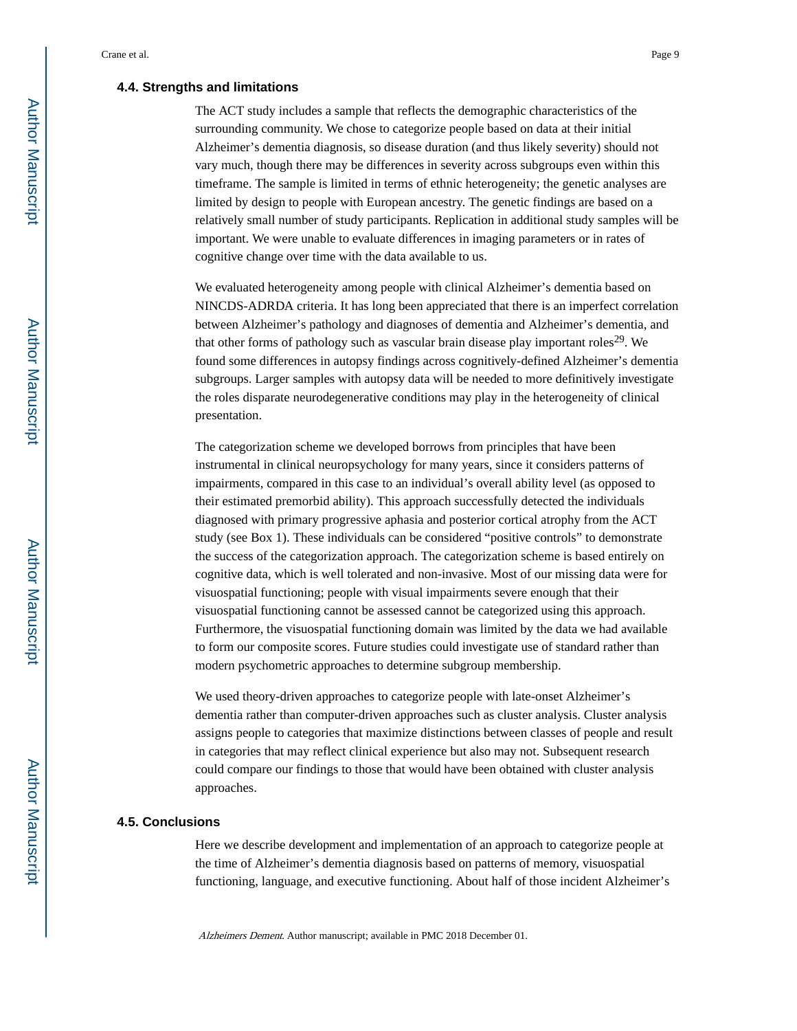### 4.4. Strengths and limitations

The ACT study includes a sample that reflects the demographic characteristics of the surrounding community. We chose to categorize people based on data at their initial Alzheimer's dementia diagnosis, so disease duration (and thus likely severity) should not vary much, though there may be differences in severity across subgroups even within this timeframe. The sample is limited in terms of ethnic heterogeneity; the genetic analyses are limited by design to people with European ancestry. The genetic findings are based on a relatively small number of study participants. Replication in additional study samples will be important. We were unable to evaluate differences in imaging parameters or in rates of cognitive change over time with the data available to us.

We evaluated heterogeneity among people with clinical Alzheimer's dementia based on NINCDS-ADRDA criteria. It has long been appreciated that there is an imperfect correlation between Alzheimer's pathology and diagnoses of dementia and Alzheimer's dementia, and that other forms of pathology such as vascular brain disease play important roles[29]. We found some differences in autopsy findings across cognitively-defined Alzheimer's dementia subgroups. Larger samples with autopsy data will be needed to more definitively investigate the roles disparate neurodegenerative conditions may play in the heterogeneity of clinical presentation.

The categorization scheme we developed borrows from principles that have been instrumental in clinical neuropsychology for many years, since it considers patterns of impairments, compared in this case to an individual's overall ability level (as opposed to their estimated premorbid ability). This approach successfully detected the individuals diagnosed with primary progressive aphasia and posterior cortical atrophy from the ACT study (see Box 1). These individuals can be considered "positive controls" to demonstrate the success of the categorization approach. The categorization scheme is based entirely on cognitive data, which is well tolerated and non-invasive. Most of our missing data were for visuospatial functioning; people with visual impairments severe enough that their visuospatial functioning cannot be assessed cannot be categorized using this approach. Furthermore, the visuospatial functioning domain was limited by the data we had available to form our composite scores. Future studies could investigate use of standard rather than modern psychometric approaches to determine subgroup membership.

We used theory-driven approaches to categorize people with late-onset Alzheimer's dementia rather than computer-driven approaches such as cluster analysis. Cluster analysis assigns people to categories that maximize distinctions between classes of people and result in categories that may reflect clinical experience but also may not. Subsequent research could compare our findings to those that would have been obtained with cluster analysis approaches.

### 4.5. Conclusions

Here we describe development and implementation of an approach to categorize people at the time of Alzheimer's dementia diagnosis based on patterns of memory, visuospatial functioning, language, and executive functioning. About half of those incident Alzheimer's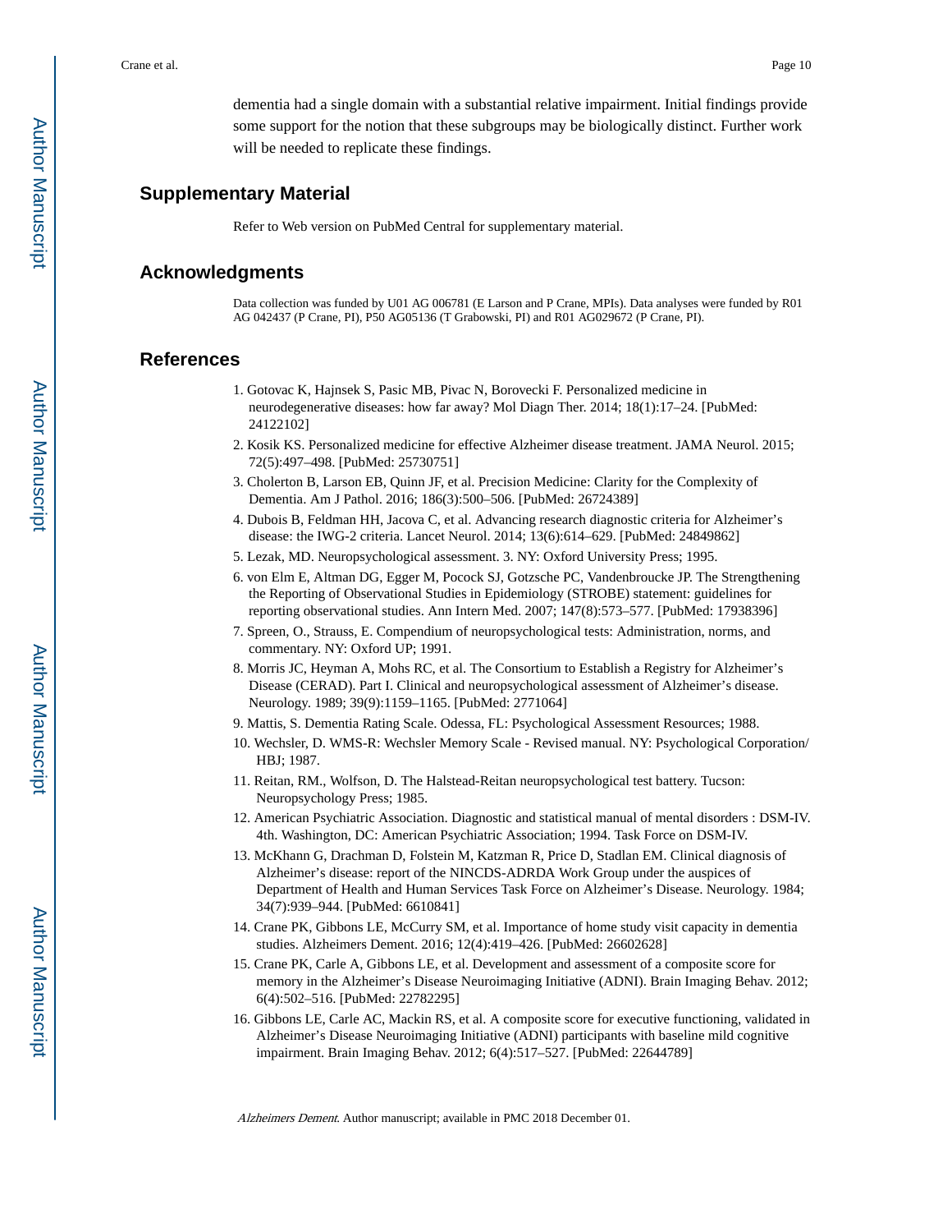dementia had a single domain with a substantial relative impairment. Initial findings provide some support for the notion that these subgroups may be biologically distinct. Further work will be needed to replicate these findings.

## Supplementary Material

Refer to Web version on PubMed Central for supplementary material.

## Acknowledgments

Data collection was funded by U01 AG 006781 (E Larson and P Crane, MPIs). Data analyses were funded by R01 AG 042437 (P Crane, PI), P50 AG05136 (T Grabowski, PI) and R01 AG029672 (P Crane, PI).

## References

1. Gotovac K, Hajnsek S, Pasic MB, Pivac N, Borovecki F. Personalized medicine in neurodegenerative diseases: how far away? Mol Diagn Ther. 2014; 18(1):17–24. [PubMed: 24122102]
2. Kosik KS. Personalized medicine for effective Alzheimer disease treatment. JAMA Neurol. 2015; 72(5):497–498. [PubMed: 25730751]
3. Cholerton B, Larson EB, Quinn JF, et al. Precision Medicine: Clarity for the Complexity of Dementia. Am J Pathol. 2016; 186(3):500–506. [PubMed: 26724389]
4. Dubois B, Feldman HH, Jacova C, et al. Advancing research diagnostic criteria for Alzheimer's disease: the IWG-2 criteria. Lancet Neurol. 2014; 13(6):614–629. [PubMed: 24849862]
5. Lezak, MD. Neuropsychological assessment. 3. NY: Oxford University Press; 1995.
6. von Elm E, Altman DG, Egger M, Pocock SJ, Gotzsche PC, Vandenbroucke JP. The Strengthening the Reporting of Observational Studies in Epidemiology (STROBE) statement: guidelines for reporting observational studies. Ann Intern Med. 2007; 147(8):573–577. [PubMed: 17938396]
7. Spreen, O., Strauss, E. Compendium of neuropsychological tests: Administration, norms, and commentary. NY: Oxford UP; 1991.
8. Morris JC, Heyman A, Mohs RC, et al. The Consortium to Establish a Registry for Alzheimer's Disease (CERAD). Part I. Clinical and neuropsychological assessment of Alzheimer's disease. Neurology. 1989; 39(9):1159–1165. [PubMed: 2771064]
9. Mattis, S. Dementia Rating Scale. Odessa, FL: Psychological Assessment Resources; 1988.
10. Wechsler, D. WMS-R: Wechsler Memory Scale - Revised manual. NY: Psychological Corporation/HBJ; 1987.
11. Reitan, RM., Wolfson, D. The Halstead-Reitan neuropsychological test battery. Tucson: Neuropsychology Press; 1985.
12. American Psychiatric Association. Diagnostic and statistical manual of mental disorders : DSM-IV. 4th. Washington, DC: American Psychiatric Association; 1994. Task Force on DSM-IV.
13. McKhann G, Drachman D, Folstein M, Katzman R, Price D, Stadlan EM. Clinical diagnosis of Alzheimer's disease: report of the NINCDS-ADRDA Work Group under the auspices of Department of Health and Human Services Task Force on Alzheimer's Disease. Neurology. 1984; 34(7):939–944. [PubMed: 6610841]
14. Crane PK, Gibbons LE, McCurry SM, et al. Importance of home study visit capacity in dementia studies. Alzheimers Dement. 2016; 12(4):419–426. [PubMed: 26602628]
15. Crane PK, Carle A, Gibbons LE, et al. Development and assessment of a composite score for memory in the Alzheimer's Disease Neuroimaging Initiative (ADNI). Brain Imaging Behav. 2012; 6(4):502–516. [PubMed: 22782295]
16. Gibbons LE, Carle AC, Mackin RS, et al. A composite score for executive functioning, validated in Alzheimer's Disease Neuroimaging Initiative (ADNI) participants with baseline mild cognitive impairment. Brain Imaging Behav. 2012; 6(4):517–527. [PubMed: 22644789]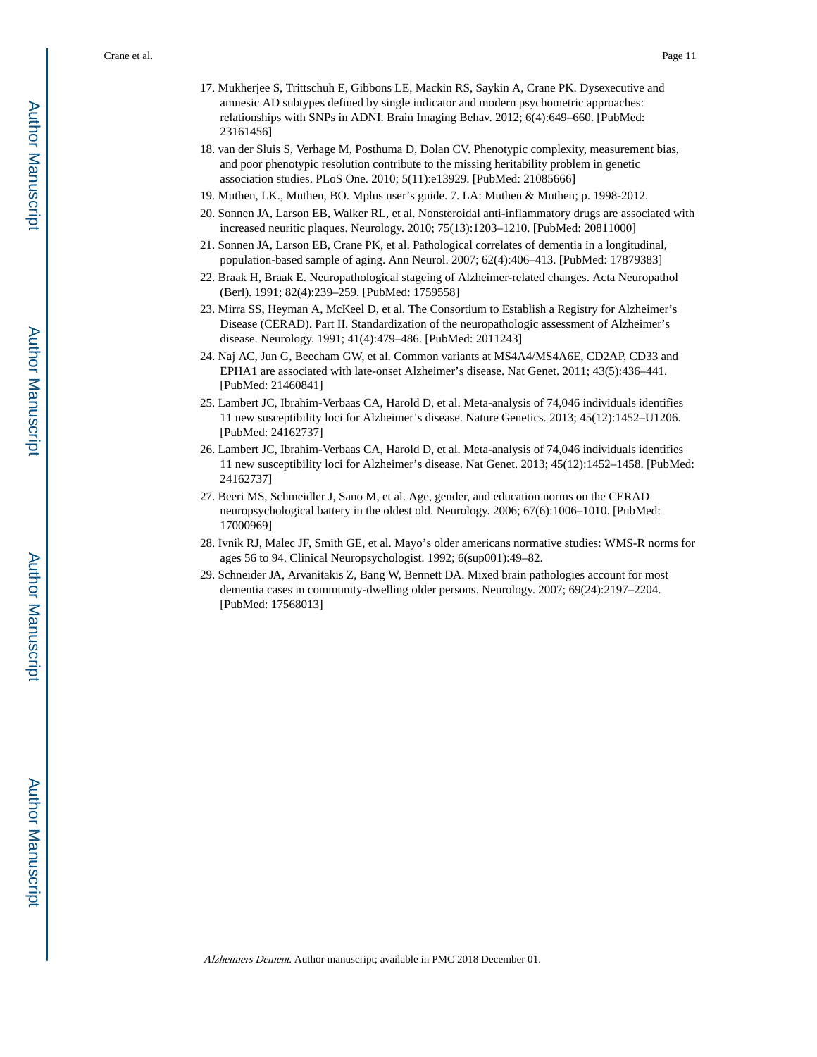17. Mukherjee S, Trittschuh E, Gibbons LE, Mackin RS, Saykin A, Crane PK. Dysexecutive and amnesic AD subtypes defined by single indicator and modern psychometric approaches: relationships with SNPs in ADNI. Brain Imaging Behav. 2012; 6(4):649–660. [PubMed: 23161456]
18. van der Sluis S, Verhage M, Posthuma D, Dolan CV. Phenotypic complexity, measurement bias, and poor phenotypic resolution contribute to the missing heritability problem in genetic association studies. PLoS One. 2010; 5(11):e13929. [PubMed: 21085666]
19. Muthen, LK., Muthen, BO. Mplus user's guide. 7. LA: Muthen & Muthen; p. 1998-2012.
20. Sonnen JA, Larson EB, Walker RL, et al. Nonsteroidal anti-inflammatory drugs are associated with increased neuritic plaques. Neurology. 2010; 75(13):1203–1210. [PubMed: 20811000]
21. Sonnen JA, Larson EB, Crane PK, et al. Pathological correlates of dementia in a longitudinal, population-based sample of aging. Ann Neurol. 2007; 62(4):406–413. [PubMed: 17879383]
22. Braak H, Braak E. Neuropathological stageing of Alzheimer-related changes. Acta Neuropathol (Berl). 1991; 82(4):239–259. [PubMed: 1759558]
23. Mirra SS, Heyman A, McKeel D, et al. The Consortium to Establish a Registry for Alzheimer's Disease (CERAD). Part II. Standardization of the neuropathologic assessment of Alzheimer's disease. Neurology. 1991; 41(4):479–486. [PubMed: 2011243]
24. Naj AC, Jun G, Beecham GW, et al. Common variants at MS4A4/MS4A6E, CD2AP, CD33 and EPHA1 are associated with late-onset Alzheimer's disease. Nat Genet. 2011; 43(5):436–441. [PubMed: 21460841]
25. Lambert JC, Ibrahim-Verbaas CA, Harold D, et al. Meta-analysis of 74,046 individuals identifies 11 new susceptibility loci for Alzheimer's disease. Nature Genetics. 2013; 45(12):1452–U1206. [PubMed: 24162737]
26. Lambert JC, Ibrahim-Verbaas CA, Harold D, et al. Meta-analysis of 74,046 individuals identifies 11 new susceptibility loci for Alzheimer's disease. Nat Genet. 2013; 45(12):1452–1458. [PubMed: 24162737]
27. Beeri MS, Schmeidler J, Sano M, et al. Age, gender, and education norms on the CERAD neuropsychological battery in the oldest old. Neurology. 2006; 67(6):1006–1010. [PubMed: 17000969]
28. Ivnik RJ, Malec JF, Smith GE, et al. Mayo's older americans normative studies: WMS-R norms for ages 56 to 94. Clinical Neuropsychologist. 1992; 6(sup001):49–82.
29. Schneider JA, Arvanitakis Z, Bang W, Bennett DA. Mixed brain pathologies account for most dementia cases in community-dwelling older persons. Neurology. 2007; 69(24):2197–2204. [PubMed: 17568013]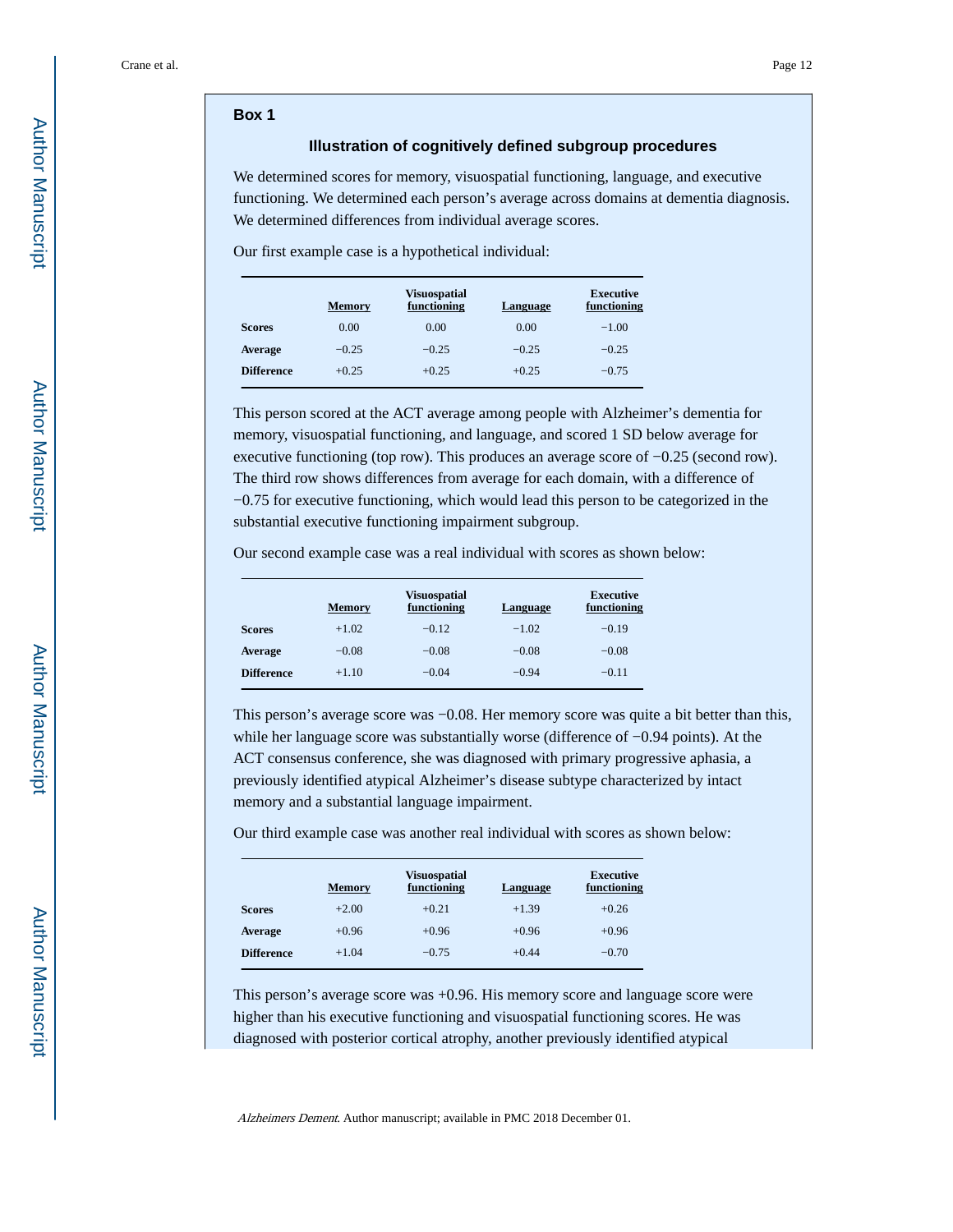## Box 1

### Illustration of cognitively defined subgroup procedures

We determined scores for memory, visuospatial functioning, language, and executive functioning. We determined each person's average across domains at dementia diagnosis. We determined differences from individual average scores.

Our first example case is a hypothetical individual:

| | Memory | Visuospatial functioning | Language | Executive functioning |
|---|---|---|---|---|
| **Scores** | 0.00 | 0.00 | 0.00 | −1.00 |
| **Average** | −0.25 | −0.25 | −0.25 | −0.25 |
| **Difference** | +0.25 | +0.25 | +0.25 | −0.75 |

This person scored at the ACT average among people with Alzheimer's dementia for memory, visuospatial functioning, and language, and scored 1 SD below average for executive functioning (top row). This produces an average score of −0.25 (second row). The third row shows differences from average for each domain, with a difference of −0.75 for executive functioning, which would lead this person to be categorized in the substantial executive functioning impairment subgroup.

Our second example case was a real individual with scores as shown below:

| | Memory | Visuospatial functioning | Language | Executive functioning |
|---|---|---|---|---|
| **Scores** | +1.02 | −0.12 | −1.02 | −0.19 |
| **Average** | −0.08 | −0.08 | −0.08 | −0.08 |
| **Difference** | +1.10 | −0.04 | −0.94 | −0.11 |

This person's average score was −0.08. Her memory score was quite a bit better than this, while her language score was substantially worse (difference of −0.94 points). At the ACT consensus conference, she was diagnosed with primary progressive aphasia, a previously identified atypical Alzheimer's disease subtype characterized by intact memory and a substantial language impairment.

Our third example case was another real individual with scores as shown below:

| | Memory | Visuospatial functioning | Language | Executive functioning |
|---|---|---|---|---|
| **Scores** | +2.00 | +0.21 | +1.39 | +0.26 |
| **Average** | +0.96 | +0.96 | +0.96 | +0.96 |
| **Difference** | +1.04 | −0.75 | +0.44 | −0.70 |

This person's average score was +0.96. His memory score and language score were higher than his executive functioning and visuospatial functioning scores. He was diagnosed with posterior cortical atrophy, another previously identified atypical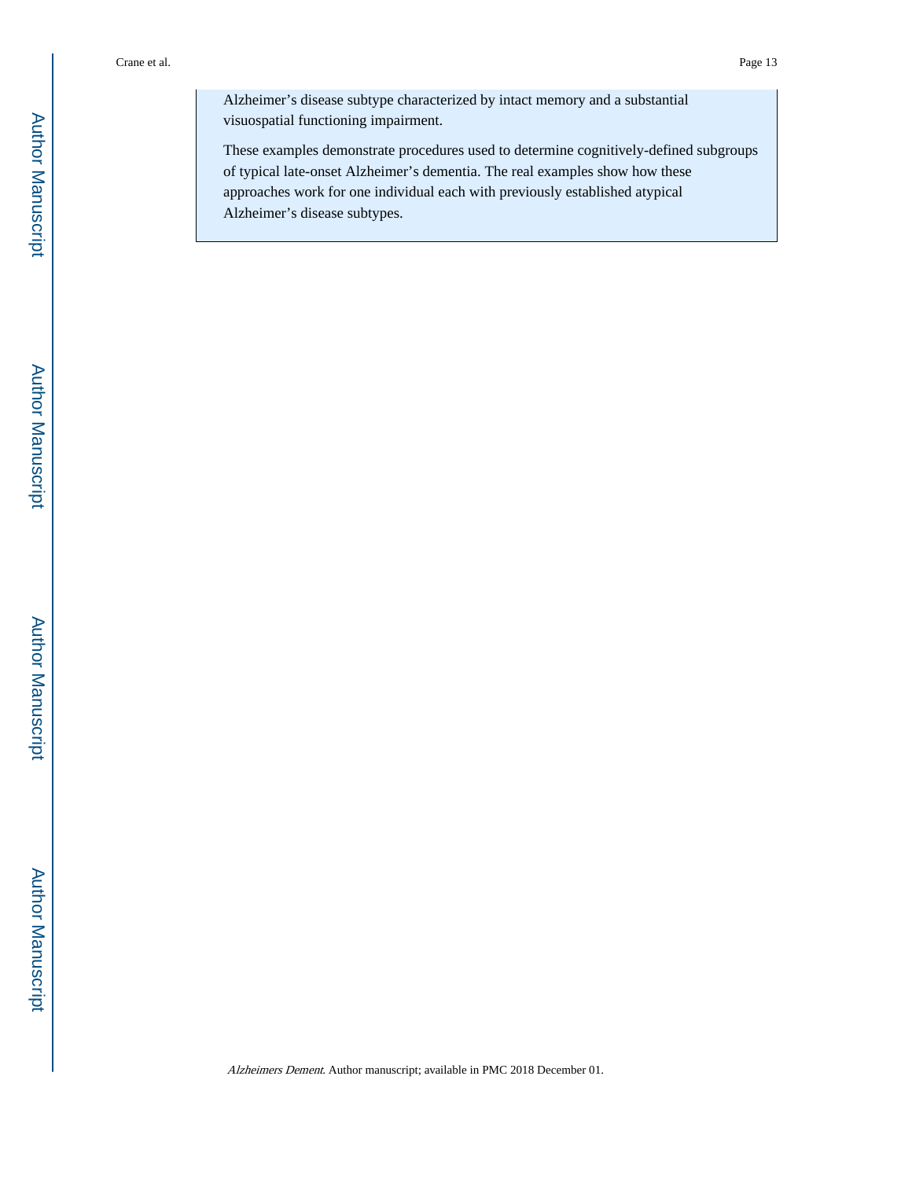Alzheimer's disease subtype characterized by intact memory and a substantial visuospatial functioning impairment.

These examples demonstrate procedures used to determine cognitively-defined subgroups of typical late-onset Alzheimer's dementia. The real examples show how these approaches work for one individual each with previously established atypical Alzheimer's disease subtypes.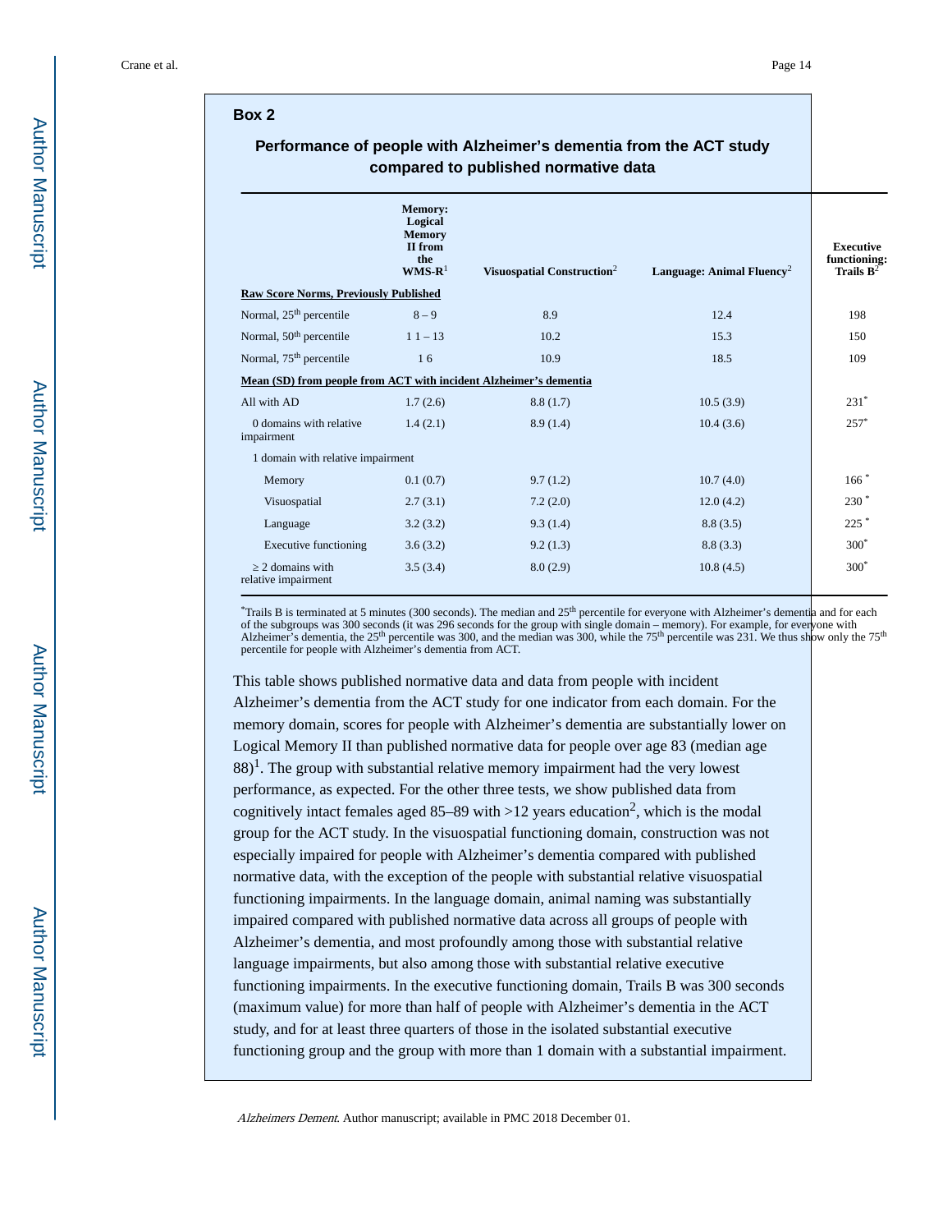## Box 2

### Performance of people with Alzheimer's dementia from the ACT study compared to published normative data

| | Memory: Logical Memory II from the WMS-R[1] | Visuospatial Construction[2] | Language: Animal Fluency[2] | Executive functioning: Trails B[2] |
|---|---|---|---|---|
| **Raw Score Norms, Previously Published** | | | | |
| Normal, 25th percentile | 8 – 9 | 8.9 | 12.4 | 198 |
| Normal, 50th percentile | 1 1 – 13 | 10.2 | 15.3 | 150 |
| Normal, 75th percentile | 1 6 | 10.9 | 18.5 | 109 |
| **Mean (SD) from people from ACT with incident Alzheimer's dementia** | | | | |
| All with AD | 1.7 (2.6) | 8.8 (1.7) | 10.5 (3.9) | 231* |
| 0 domains with relative impairment | 1.4 (2.1) | 8.9 (1.4) | 10.4 (3.6) | 257* |
| 1 domain with relative impairment | | | | |
| Memory | 0.1 (0.7) | 9.7 (1.2) | 10.7 (4.0) | 166 * |
| Visuospatial | 2.7 (3.1) | 7.2 (2.0) | 12.0 (4.2) | 230 * |
| Language | 3.2 (3.2) | 9.3 (1.4) | 8.8 (3.5) | 225 * |
| Executive functioning | 3.6 (3.2) | 9.2 (1.3) | 8.8 (3.3) | 300* |
| ≥ 2 domains with relative impairment | 3.5 (3.4) | 8.0 (2.9) | 10.8 (4.5) | 300* |

*Trails B is terminated at 5 minutes (300 seconds). The median and 25th percentile for everyone with Alzheimer's dementia and for each of the subgroups was 300 seconds (it was 296 seconds for the group with single domain – memory). For example, for everyone with Alzheimer's dementia, the 25th percentile was 300, and the median was 300, while the 75th percentile was 231. We thus show only the 75th percentile for people with Alzheimer's dementia from ACT.

This table shows published normative data and data from people with incident Alzheimer's dementia from the ACT study for one indicator from each domain. For the memory domain, scores for people with Alzheimer's dementia are substantially lower on Logical Memory II than published normative data for people over age 83 (median age 88)[1]. The group with substantial relative memory impairment had the very lowest performance, as expected. For the other three tests, we show published data from cognitively intact females aged 85–89 with >12 years education[2], which is the modal group for the ACT study. In the visuospatial functioning domain, construction was not especially impaired for people with Alzheimer's dementia compared with published normative data, with the exception of the people with substantial relative visuospatial functioning impairments. In the language domain, animal naming was substantially impaired compared with published normative data across all groups of people with Alzheimer's dementia, and most profoundly among those with substantial relative language impairments, but also among those with substantial relative executive functioning impairments. In the executive functioning domain, Trails B was 300 seconds (maximum value) for more than half of people with Alzheimer's dementia in the ACT study, and for at least three quarters of those in the isolated substantial executive functioning group and the group with more than 1 domain with a substantial impairment.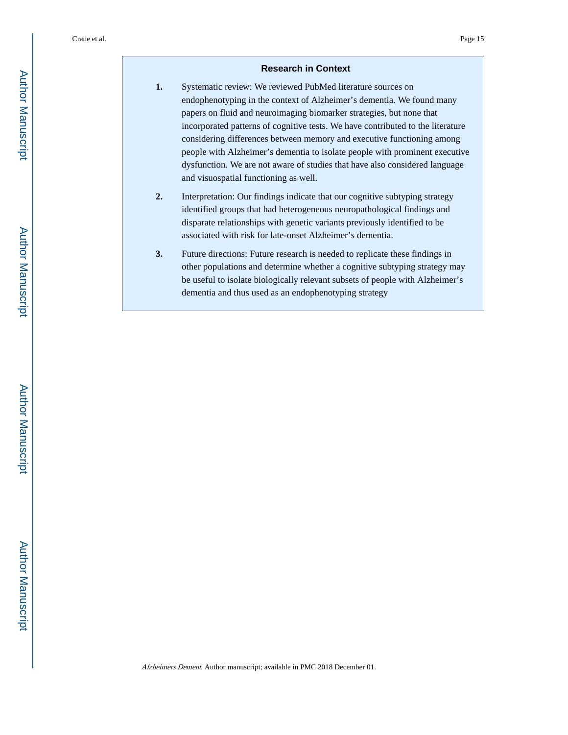## Research in Context

1. Systematic review: We reviewed PubMed literature sources on endophenotyping in the context of Alzheimer's dementia. We found many papers on fluid and neuroimaging biomarker strategies, but none that incorporated patterns of cognitive tests. We have contributed to the literature considering differences between memory and executive functioning among people with Alzheimer's dementia to isolate people with prominent executive dysfunction. We are not aware of studies that have also considered language and visuospatial functioning as well.

2. Interpretation: Our findings indicate that our cognitive subtyping strategy identified groups that had heterogeneous neuropathological findings and disparate relationships with genetic variants previously identified to be associated with risk for late-onset Alzheimer's dementia.

3. Future directions: Future research is needed to replicate these findings in other populations and determine whether a cognitive subtyping strategy may be useful to isolate biologically relevant subsets of people with Alzheimer's dementia and thus used as an endophenotyping strategy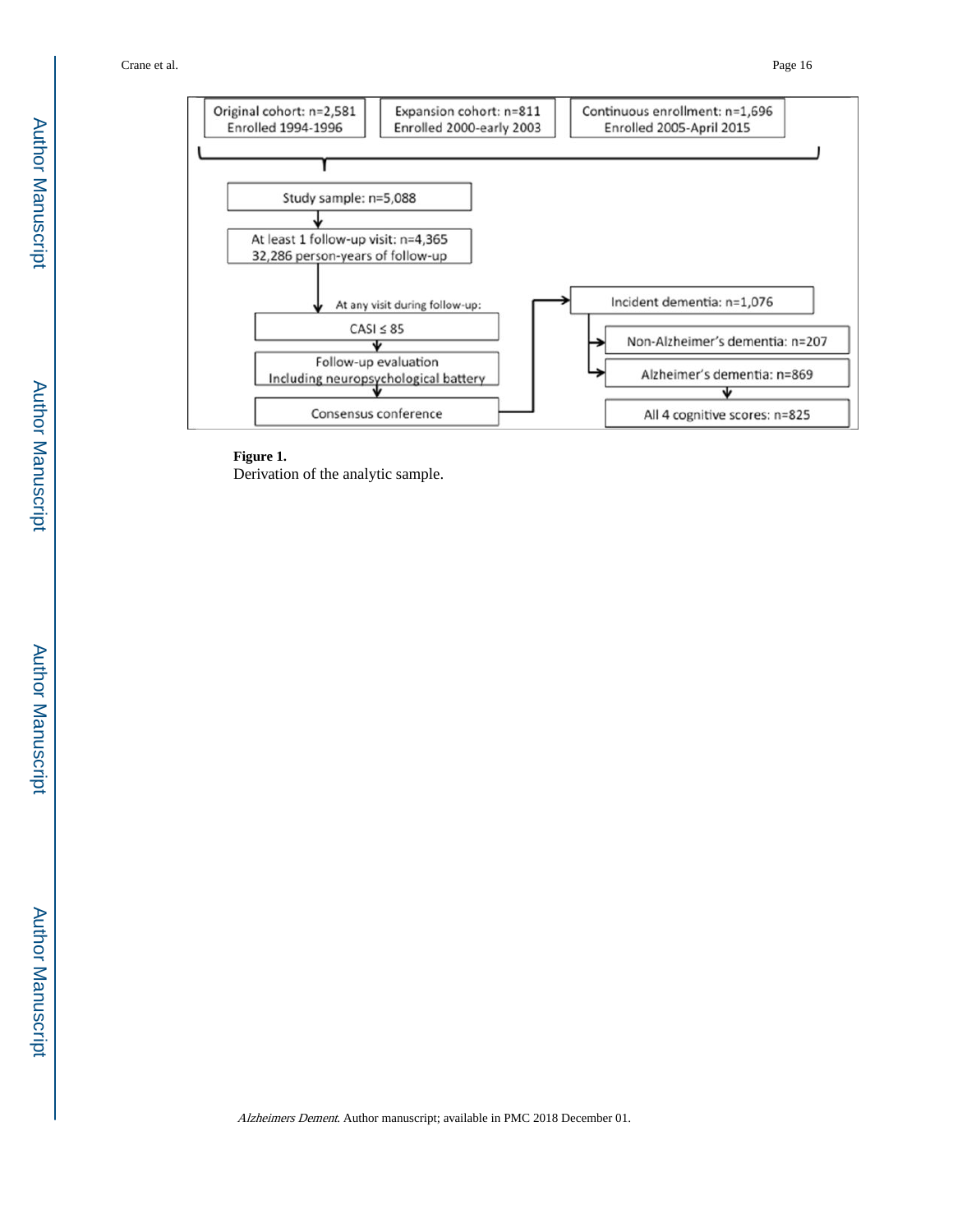Original cohort: n=2,581
Enrolled 1994-1996

Expansion cohort: n=811
Enrolled 2000-early 2003

Continuous enrollment: n=1,696
Enrolled 2005-April 2015

Study sample: n=5,088

At least 1 follow-up visit: n=4,365
32,286 person-years of follow-up

At any visit during follow-up:

CASI ≤ 85

Follow-up evaluation
Including neuropsychological battery

Consensus conference

Incident dementia: n=1,076

Non-Alzheimer's dementia: n=207

Alzheimer's dementia: n=869

All 4 cognitive scores: n=825

**Figure 1.**

Derivation of the analytic sample.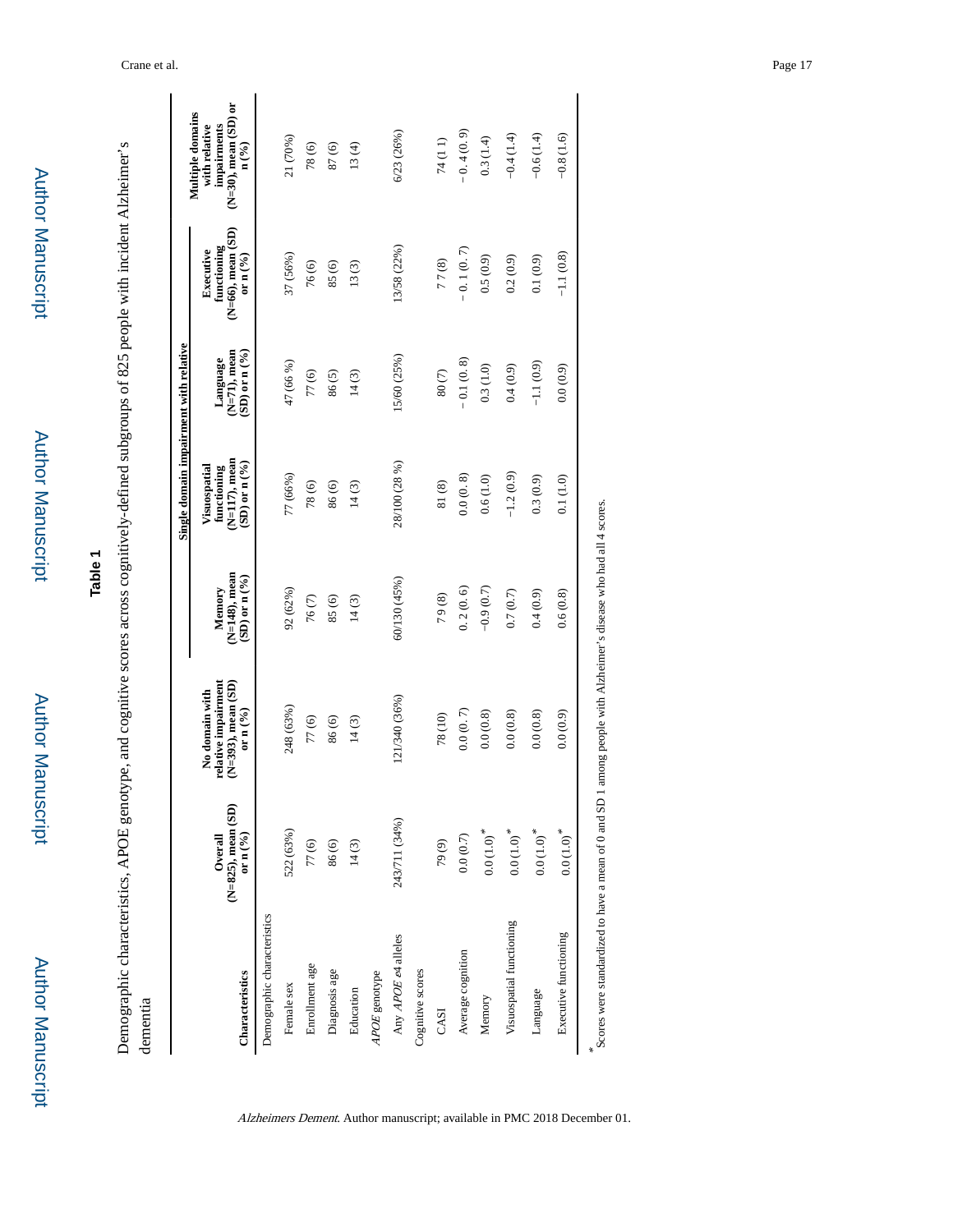## Table 1

Demographic characteristics, APOE genotype, and cognitive scores across cognitively-defined subgroups of 825 people with incident Alzheimer's dementia

| Characteristics | Overall (N=825), mean (SD) or n (%) | No domain with relative impairment (N=393), mean (SD) or n (%) | Single domain impairment with relative | | | | Multiple domains with relative impairments (N=30), mean (SD) or n (%) |
|---|---|---|---|---|---|---|---|
| | | | Memory (N=148), mean (SD) or n (%) | Visuospatial functioning (N=117), mean (SD) or n (%) | Language (N=71), mean (SD) or n (%) | Executive functioning (N=66), mean (SD) or n (%) | |
| Demographic characteristics | | | | | | | |
| Female sex | 522 (63%) | 248 (63%) | 92 (62%) | 77 (66%) | 47 (66 %) | 37 (56%) | 21 (70%) |
| Enrollment age | 77 (6) | 77 (6) | 76 (7) | 78 (6) | 77 (6) | 76 (6) | 78 (6) |
| Diagnosis age | 86 (6) | 86 (6) | 85 (6) | 86 (6) | 86 (5) | 85 (6) | 87 (6) |
| Education | 14 (3) | 14 (3) | 14 (3) | 14 (3) | 14 (3) | 13 (3) | 13 (4) |
| *APOE* genotype | | | | | | | |
| Any *APOE* e4 alleles | 243/711 (34%) | 121/340 (36%) | 60/130 (45%) | 28/100 (28 %) | 15/60 (25%) | 13/58 (22%) | 6/23 (26%) |
| Cognitive scores | | | | | | | |
| CASI | 79 (9) | 78 (10) | 79 (8) | 81 (8) | 80 (7) | 77 (8) | 74 (11) |
| Average cognition | 0.0 (0.7) | 0.0 (0.7) | 0.2 (0.6) | 0.0 (0.8) | −0.1 (0.8) | −0.1 (0.7) | −0.4 (0.9) |
| Memory | 0.0 (1.0)* | 0.0 (0.8) | −0.9 (0.7) | 0.6 (1.0) | 0.3 (1.0) | 0.5 (0.9) | 0.3 (1.4) |
| Visuospatial functioning | 0.0 (1.0)* | 0.0 (0.8) | 0.7 (0.7) | −1.2 (0.9) | 0.4 (0.9) | 0.2 (0.9) | −0.4 (1.4) |
| Language | 0.0 (1.0)* | 0.0 (0.8) | 0.4 (0.9) | 0.3 (0.9) | −1.1 (0.9) | 0.1 (0.9) | −0.6 (1.4) |
| Executive functioning | 0.0 (1.0)* | 0.0 (0.9) | 0.6 (0.8) | 0.1 (1.0) | 0.0 (0.9) | −1.1 (0.8) | −0.8 (1.6) |

*Scores were standardized to have a mean of 0 and SD 1 among people with Alzheimer's disease who had all 4 scores.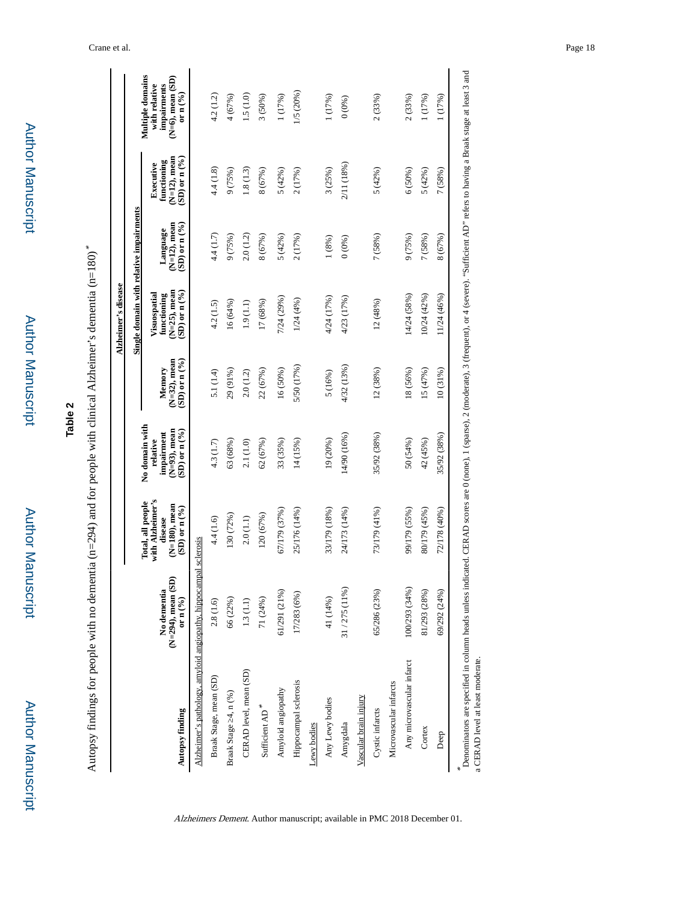**Table 2**

Autopsy findings for people with no dementia (n=294) and for people with clinical Alzheimer's dementia (n=180)*

| Autopsy finding | No dementia (N=294), mean (SD) or n (%) | Alzheimer's disease | | | | | | |
|---|---|---|---|---|---|---|---|---|
| | | Total, all people with Alzheimer's disease (N=180), mean (SD) or n (%) | No domain with relative impairment (N=93), mean (SD) or n (%) | Single domain with relative impairments | | | | Multiple domains with relative impairments (N=6), mean (SD) or n (%) |
| | | | | Memory (N=32), mean (SD) or n (%) | Visuospatial functioning (N=25), mean (SD) or n (%) | Language (N=12), mean (SD) or n (%) | Executive functioning (N=12), mean (SD) or n (%) | |
| Alzheimer's pathology, amyloid angiopathy, hippocampal sclerosis | | | | | | | | |
| Braak Stage, mean (SD) | 2.8 (1.6) | 4.4 (1.6) | 4.3 (1.7) | 5.1 (1.4) | 4.2 (1.5) | 4.4 (1.7) | 4.4 (1.8) | 4.2 (1.2) |
| Braak Stage ≥4, n (%) | 66 (22%) | 130 (72%) | 63 (68%) | 29 (91%) | 16 (64%) | 9 (75%) | 9 (75%) | 4 (67%) |
| CERAD level, mean (SD) | 1.3 (1.1) | 2.0 (1.1) | 2.1 (1.0) | 2.0 (1.2) | 1.9 (1.1) | 2.0 (1.2) | 1.8 (1.3) | 1.5 (1.0) |
| Sufficient AD* | 71 (24%) | 120 (67%) | 62 (67%) | 22 (67%) | 17 (68%) | 8 (67%) | 8 (67%) | 3 (50%) |
| Amyloid angiopathy | 61/291 (21%) | 67/179 (37%) | 33 (35%) | 16 (50%) | 7/24 (29%) | 5 (42%) | 5 (42%) | 1 (17%) |
| Hippocampal sclerosis | 17/283 (6%) | 25/176 (14%) | 14 (15%) | 5/50 (17%) | 1/24 (4%) | 2 (17%) | 2 (17%) | 1/5 (20%) |
| Lewy bodies | | | | | | | | |
| Any Lewy bodies | 41 (14%) | 33/179 (18%) | 19 (20%) | 5 (16%) | 4/24 (17%) | 1 (8%) | 3 (25%) | 1 (17%) |
| Amygdala | 31 / 275 (11%) | 24/173 (14%) | 14/90 (16%) | 4/32 (13%) | 4/23 (17%) | 0 (0%) | 2/11 (18%) | 0 (0%) |
| Vascular brain injury | | | | | | | | |
| Cystic infarcts | 65/286 (23%) | 73/179 (41%) | 35/92 (38%) | 12 (38%) | 12 (48%) | 7 (58%) | 5 (42%) | 2 (33%) |
| Microvascular infarcts | | | | | | | | |
| Any microvascular infarct | 100/293 (34%) | 99/179 (55%) | 50 (54%) | 18 (56%) | 14/24 (58%) | 9 (75%) | 6 (50%) | 2 (33%) |
| Cortex | 81/293 (28%) | 80/179 (45%) | 42 (45%) | 15 (47%) | 10/24 (42%) | 7 (58%) | 5 (42%) | 1 (17%) |
| Deep | 69/292 (24%) | 72/178 (40%) | 35/92 (38%) | 10 (31%) | 11/24 (46%) | 8 (67%) | 7 (58%) | 1 (17%) |

*Denominators are specified in column heads unless indicated. CERAD scores are 0 (none), 1 (sparse), 2 (moderate), 3 (frequent), or 4 (severe). "Sufficient AD" refers to having a Braak stage at least 3 and a CERAD level at least moderate.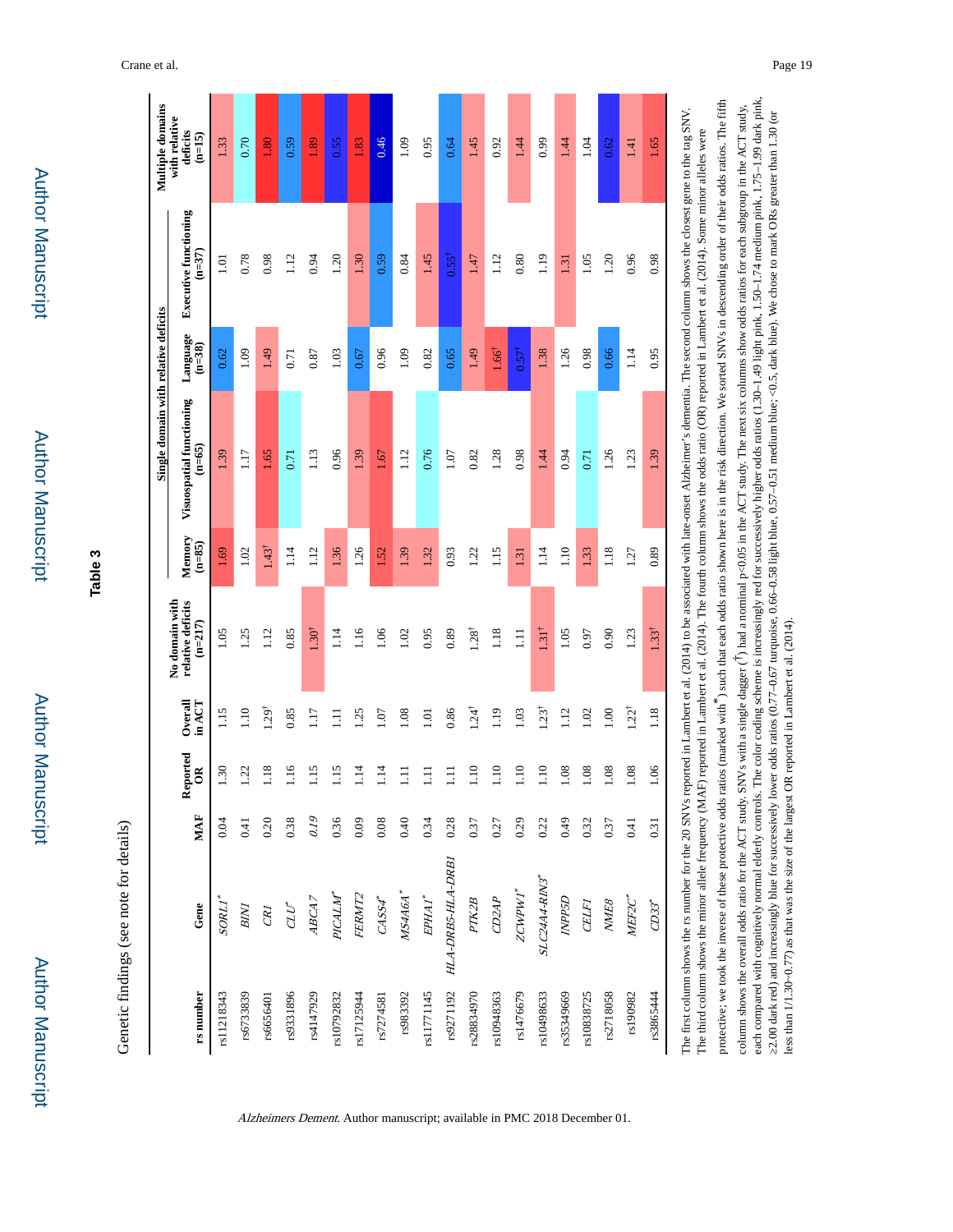# Table 3

Genetic findings (see note for details)

| rs number | Gene | MAF | Reported OR | Overall in ACT | No domain with relative deficits (n=217) | Single domain with relative deficits: Memory (n=85) | Visuospatial functioning (n=65) | Language (n=38) | Executive functioning (n=37) | Multiple domains with relative deficits (n=15) |
|---|---|---|---|---|---|---|---|---|---|---|
| rs11218343 | *SORL1*\* | 0.04 | 1.30 | 1.15 | 1.05 | 1.69 | 1.39 | 0.62 | 1.01 | 1.33 |
| rs6733839 | *BIN1* | 0.41 | 1.22 | 1.10 | 1.25 | 1.02 | 1.17 | 1.09 | 0.78 | 0.70 |
| rs6656401 | *CR1* | 0.20 | 1.18 | 1.29† | 1.12 | 1.43† | 1.65 | 1.49 | 0.98 | 1.80 |
| rs9331896 | *CLU*\* | 0.38 | 1.16 | 0.85 | 0.85 | 1.14 | 0.71 | 0.71 | 1.12 | 0.59 |
| rs4147929 | *ABCA7* | 0.19 | 1.15 | 1.17 | 1.30† | 1.12 | 1.13 | 0.87 | 0.94 | 1.89 |
| rs10792832 | *PICALM*\* | 0.36 | 1.15 | 1.11 | 1.14 | 1.36 | 0.96 | 1.03 | 1.20 | 0.55 |
| rs17125944 | *FERMT2* | 0.09 | 1.14 | 1.25 | 1.16 | 1.26 | 1.39 | 0.67 | 1.30 | 1.83 |
| rs7274581 | *CASS4*\* | 0.08 | 1.14 | 1.07 | 1.06 | 1.52 | 1.67 | 0.96 | 0.59 | 0.46 |
| rs983392 | *MS4A6A*\* | 0.40 | 1.11 | 1.08 | 1.02 | 1.39 | 1.12 | 1.09 | 0.84 | 1.09 |
| rs11771145 | *EPHA1*\* | 0.34 | 1.11 | 1.01 | 0.95 | 1.32 | 0.76 | 0.82 | 1.45 | 0.95 |
| rs9271192 | *HLA-DRB5-HLA-DRB1* | 0.28 | 1.11 | 0.86 | 0.89 | 0.93 | 1.07 | 0.65 | 0.55† | 0.64 |
| rs28834970 | *PTK2B* | 0.37 | 1.10 | 1.24† | 1.28† | 1.22 | 0.82 | 1.49 | 1.47 | 1.45 |
| rs10948363 | *CD2AP* | 0.27 | 1.10 | 1.19 | 1.18 | 1.15 | 1.28 | 1.66† | 1.12 | 0.92 |
| rs1476679 | *ZCWPW1*\* | 0.29 | 1.10 | 1.03 | 1.11 | 1.31 | 0.98 | 0.57† | 0.80 | 1.44 |
| rs10498633 | *SLC24A4-RIN3*\* | 0.22 | 1.10 | 1.23† | 1.31† | 1.14 | 1.44 | 1.38 | 1.19 | 0.99 |
| rs35349669 | *INPP5D* | 0.49 | 1.08 | 1.12 | 1.05 | 1.10 | 0.94 | 1.26 | 1.31 | 1.44 |
| rs10838725 | *CELF1* | 0.32 | 1.08 | 1.02 | 0.97 | 1.33 | 0.71 | 0.98 | 1.05 | 1.04 |
| rs2718058 | *NME8* | 0.37 | 1.08 | 1.00 | 0.90 | 1.18 | 1.26 | 0.66 | 1.20 | 0.62 |
| rs190982 | *MEF2C*\* | 0.41 | 1.08 | 1.22† | 1.23 | 1.27 | 1.23 | 1.14 | 0.96 | 1.41 |
| rs3865444 | *CD33*\* | 0.31 | 1.06 | 1.18 | 1.33† | 0.89 | 1.39 | 0.95 | 0.98 | 1.65 |

The first column shows the rs number for the 20 SNVs reported in Lambert et al. (2014) to be associated with late-onset Alzheimer's dementia. The second column shows the closest gene to the tag SNV. The third column shows the minor allele frequency (MAF) reported in Lambert et al. (2014). The fourth column shows the odds ratio (OR) reported in Lambert et al. (2014). Some minor alleles were protective; we took the inverse of these protective odds ratios (marked with\*) such that each odds ratio shown here is in the risk direction. We sorted SNVs in descending order of their odds ratios. The fifth column shows the overall odds ratio for the ACT study. SNVs with a single dagger (†) had a nominal p<0.05 in the ACT study. The next six columns show odds ratios for each subgroup in the ACT study, each compared with cognitively normal elderly controls. The color coding scheme is increasingly red for successively higher odds ratios (1.30–1.49 light pink, 1.50–1.74 medium pink, 1.75–1.99 dark pink, ≥2.00 dark red) and increasingly blue for successively lower odds ratios (0.77–0.67 turquoise, 0.66–0.58 light blue, 0.57–0.51 medium blue; <0.5, dark blue). We chose to mark ORs greater than 1.30 (or less than 1/1.30~0.77) as that was the size of the largest OR reported in Lambert et al. (2014).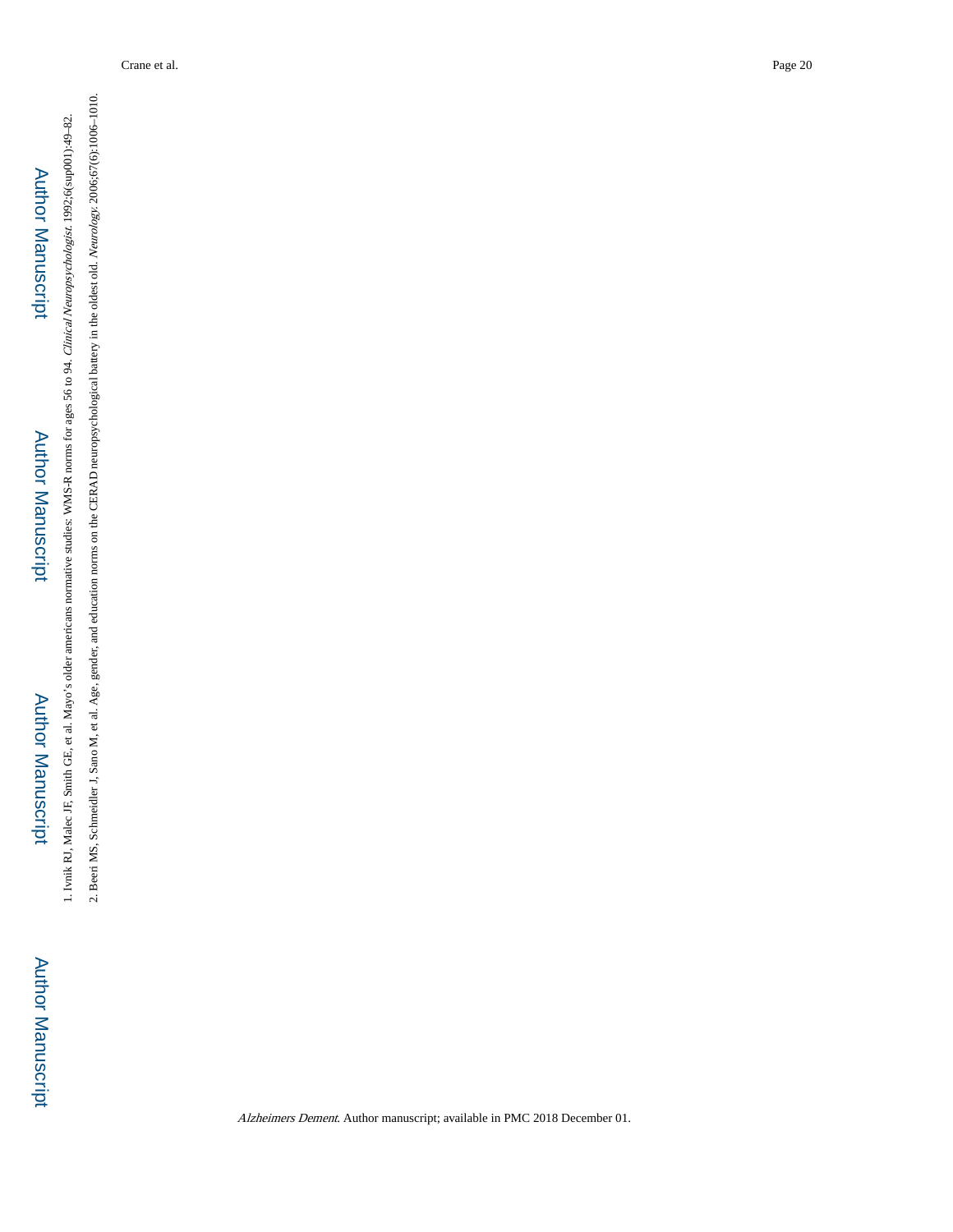1. Ivnik RJ, Malec JF, Smith GE, et al. Mayo's older americans normative studies: WMS-R norms for ages 56 to 94. *Clinical Neuropsychologist*. 1992;6(sup001):49–82.

2. Beeri MS, Schmeidler J, Sano M, et al. Age, gender, and education norms on the CERAD neuropsychological battery in the oldest old. *Neurology*. 2006;67(6):1006–1010.